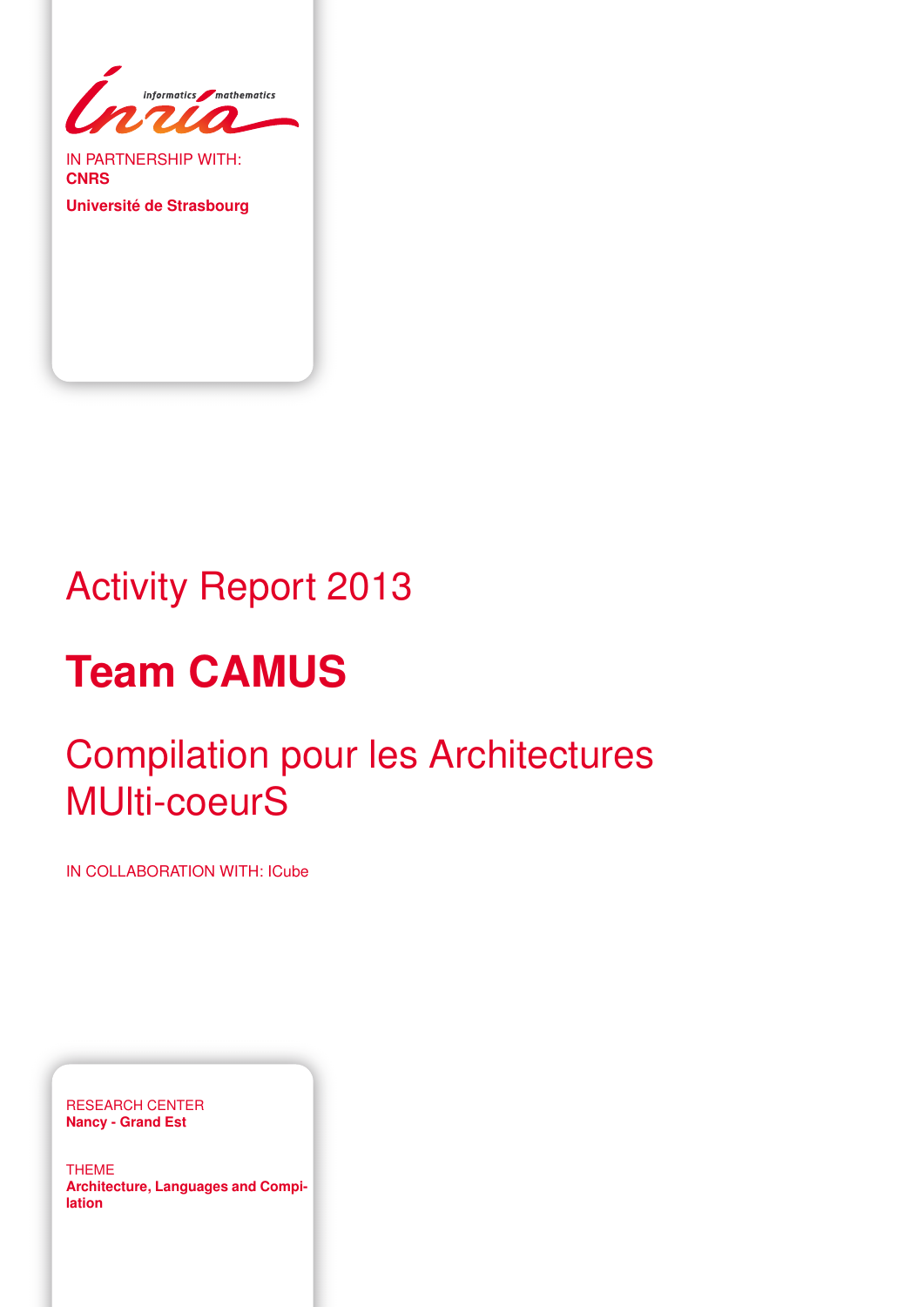IN PARTNERSHIP WITH:
**CNRS**

**Université de Strasbourg**

# Activity Report 2013

# **Team CAMUS**

## Compilation pour les Architectures MUlti-coeurS

IN COLLABORATION WITH: ICube

RESEARCH CENTER
**Nancy - Grand Est**

THEME
**Architecture, Languages and Compilation**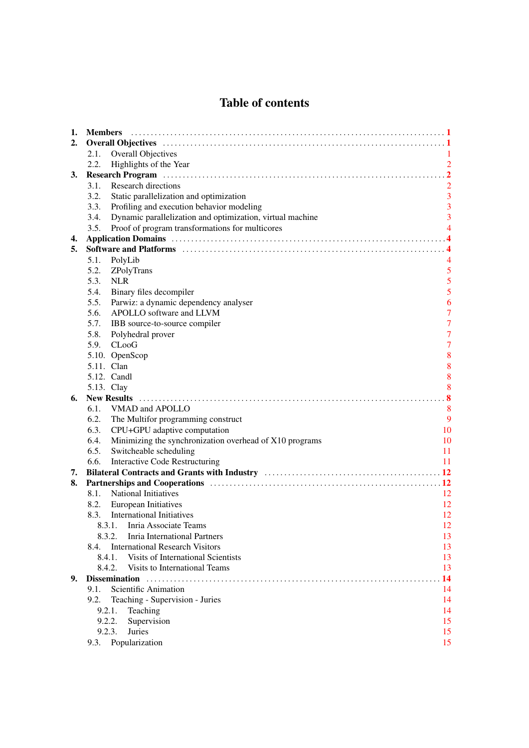# Table of contents

1. **Members** ..... **1**
2. **Overall Objectives** ..... **1**
   - 2.1. Overall Objectives ..... 1
   - 2.2. Highlights of the Year ..... 2
3. **Research Program** ..... **2**
   - 3.1. Research directions ..... 2
   - 3.2. Static parallelization and optimization ..... 3
   - 3.3. Profiling and execution behavior modeling ..... 3
   - 3.4. Dynamic parallelization and optimization, virtual machine ..... 3
   - 3.5. Proof of program transformations for multicores ..... 4
4. **Application Domains** ..... **4**
5. **Software and Platforms** ..... **4**
   - 5.1. PolyLib ..... 4
   - 5.2. ZPolyTrans ..... 5
   - 5.3. NLR ..... 5
   - 5.4. Binary files decompiler ..... 5
   - 5.5. Parwiz: a dynamic dependency analyser ..... 6
   - 5.6. APOLLO software and LLVM ..... 7
   - 5.7. IBB source-to-source compiler ..... 7
   - 5.8. Polyhedral prover ..... 7
   - 5.9. CLooG ..... 7
   - 5.10. OpenScop ..... 8
   - 5.11. Clan ..... 8
   - 5.12. Candl ..... 8
   - 5.13. Clay ..... 8
6. **New Results** ..... **8**
   - 6.1. VMAD and APOLLO ..... 8
   - 6.2. The Multifor programming construct ..... 9
   - 6.3. CPU+GPU adaptive computation ..... 10
   - 6.4. Minimizing the synchronization overhead of X10 programs ..... 10
   - 6.5. Switcheable scheduling ..... 11
   - 6.6. Interactive Code Restructuring ..... 11
7. **Bilateral Contracts and Grants with Industry** ..... **12**
8. **Partnerships and Cooperations** ..... **12**
   - 8.1. National Initiatives ..... 12
   - 8.2. European Initiatives ..... 12
   - 8.3. International Initiatives ..... 12
     - 8.3.1. Inria Associate Teams ..... 12
     - 8.3.2. Inria International Partners ..... 13
   - 8.4. International Research Visitors ..... 13
     - 8.4.1. Visits of International Scientists ..... 13
     - 8.4.2. Visits to International Teams ..... 13
9. **Dissemination** ..... **14**
   - 9.1. Scientific Animation ..... 14
   - 9.2. Teaching - Supervision - Juries ..... 14
     - 9.2.1. Teaching ..... 14
     - 9.2.2. Supervision ..... 15
     - 9.2.3. Juries ..... 15
   - 9.3. Popularization ..... 15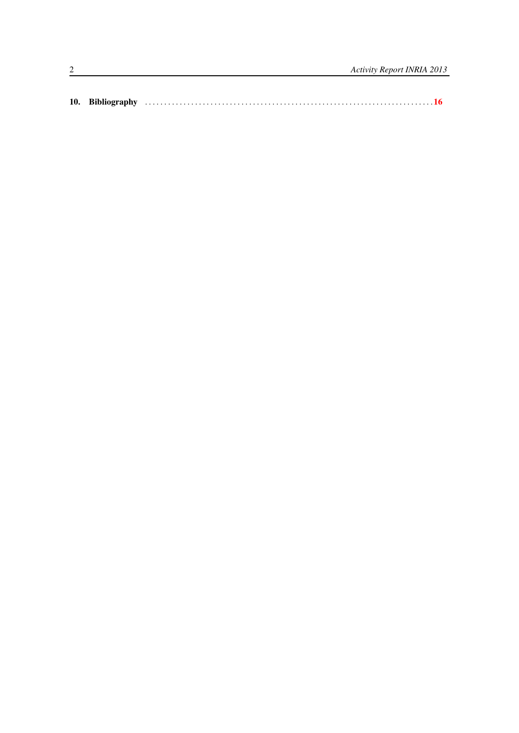**10. Bibliography** . . . . . . . . . . . . . . . . . . . . . . . . . . . . . . . . . . . . . . . . . . . . . . . . . . . . . . . . . . . . . . . . . . . . . . . . . . **16**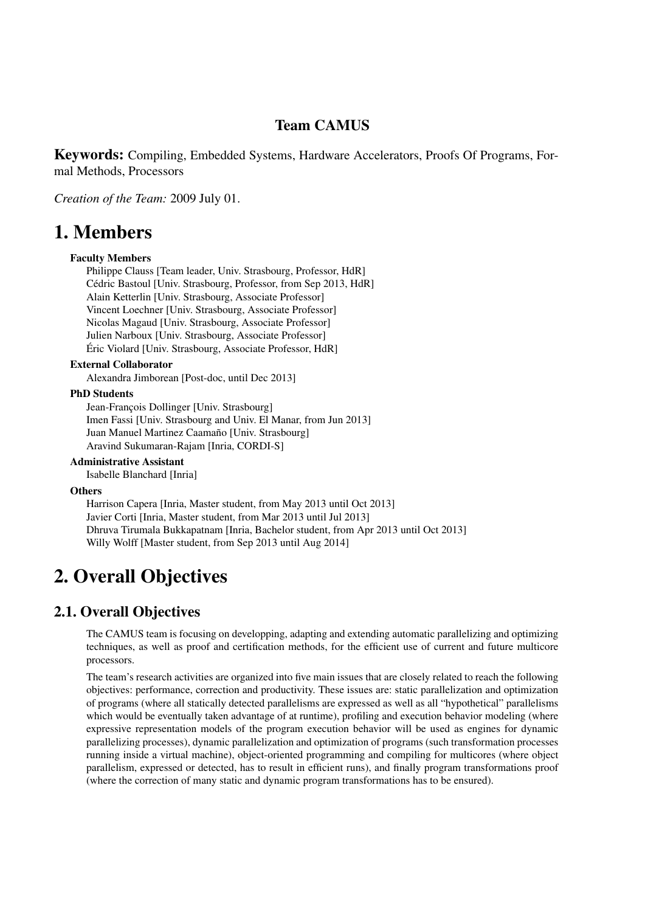# Team CAMUS

**Keywords:** Compiling, Embedded Systems, Hardware Accelerators, Proofs Of Programs, Formal Methods, Processors

*Creation of the Team:* 2009 July 01.

# 1. Members

**Faculty Members**

Philippe Clauss [Team leader, Univ. Strasbourg, Professor, HdR]
Cédric Bastoul [Univ. Strasbourg, Professor, from Sep 2013, HdR]
Alain Ketterlin [Univ. Strasbourg, Associate Professor]
Vincent Loechner [Univ. Strasbourg, Associate Professor]
Nicolas Magaud [Univ. Strasbourg, Associate Professor]
Julien Narboux [Univ. Strasbourg, Associate Professor]
Éric Violard [Univ. Strasbourg, Associate Professor, HdR]

**External Collaborator**

Alexandra Jimborean [Post-doc, until Dec 2013]

**PhD Students**

Jean-François Dollinger [Univ. Strasbourg]
Imen Fassi [Univ. Strasbourg and Univ. El Manar, from Jun 2013]
Juan Manuel Martinez Caamaño [Univ. Strasbourg]
Aravind Sukumaran-Rajam [Inria, CORDI-S]

**Administrative Assistant**

Isabelle Blanchard [Inria]

**Others**

Harrison Capera [Inria, Master student, from May 2013 until Oct 2013]
Javier Corti [Inria, Master student, from Mar 2013 until Jul 2013]
Dhruva Tirumala Bukkapatnam [Inria, Bachelor student, from Apr 2013 until Oct 2013]
Willy Wolff [Master student, from Sep 2013 until Aug 2014]

# 2. Overall Objectives

## 2.1. Overall Objectives

The CAMUS team is focusing on developping, adapting and extending automatic parallelizing and optimizing techniques, as well as proof and certification methods, for the efficient use of current and future multicore processors.

The team's research activities are organized into five main issues that are closely related to reach the following objectives: performance, correction and productivity. These issues are: static parallelization and optimization of programs (where all statically detected parallelisms are expressed as well as all "hypothetical" parallelisms which would be eventually taken advantage of at runtime), profiling and execution behavior modeling (where expressive representation models of the program execution behavior will be used as engines for dynamic parallelizing processes), dynamic parallelization and optimization of programs (such transformation processes running inside a virtual machine), object-oriented programming and compiling for multicores (where object parallelism, expressed or detected, has to result in efficient runs), and finally program transformations proof (where the correction of many static and dynamic program transformations has to be ensured).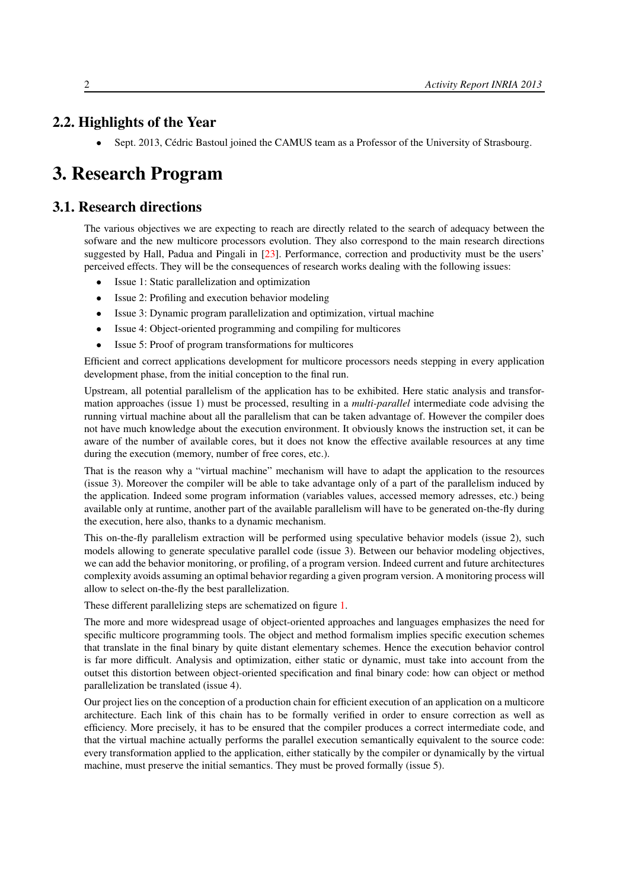## 2.2. Highlights of the Year

- Sept. 2013, Cédric Bastoul joined the CAMUS team as a Professor of the University of Strasbourg.

# 3. Research Program

## 3.1. Research directions

The various objectives we are expecting to reach are directly related to the search of adequacy between the sofware and the new multicore processors evolution. They also correspond to the main research directions suggested by Hall, Padua and Pingali in [23]. Performance, correction and productivity must be the users' perceived effects. They will be the consequences of research works dealing with the following issues:

- Issue 1: Static parallelization and optimization
- Issue 2: Profiling and execution behavior modeling
- Issue 3: Dynamic program parallelization and optimization, virtual machine
- Issue 4: Object-oriented programming and compiling for multicores
- Issue 5: Proof of program transformations for multicores

Efficient and correct applications development for multicore processors needs stepping in every application development phase, from the initial conception to the final run.

Upstream, all potential parallelism of the application has to be exhibited. Here static analysis and transformation approaches (issue 1) must be processed, resulting in a *multi-parallel* intermediate code advising the running virtual machine about all the parallelism that can be taken advantage of. However the compiler does not have much knowledge about the execution environment. It obviously knows the instruction set, it can be aware of the number of available cores, but it does not know the effective available resources at any time during the execution (memory, number of free cores, etc.).

That is the reason why a "virtual machine" mechanism will have to adapt the application to the resources (issue 3). Moreover the compiler will be able to take advantage only of a part of the parallelism induced by the application. Indeed some program information (variables values, accessed memory adresses, etc.) being available only at runtime, another part of the available parallelism will have to be generated on-the-fly during the execution, here also, thanks to a dynamic mechanism.

This on-the-fly parallelism extraction will be performed using speculative behavior models (issue 2), such models allowing to generate speculative parallel code (issue 3). Between our behavior modeling objectives, we can add the behavior monitoring, or profiling, of a program version. Indeed current and future architectures complexity avoids assuming an optimal behavior regarding a given program version. A monitoring process will allow to select on-the-fly the best parallelization.

These different parallelizing steps are schematized on figure 1.

The more and more widespread usage of object-oriented approaches and languages emphasizes the need for specific multicore programming tools. The object and method formalism implies specific execution schemes that translate in the final binary by quite distant elementary schemes. Hence the execution behavior control is far more difficult. Analysis and optimization, either static or dynamic, must take into account from the outset this distortion between object-oriented specification and final binary code: how can object or method parallelization be translated (issue 4).

Our project lies on the conception of a production chain for efficient execution of an application on a multicore architecture. Each link of this chain has to be formally verified in order to ensure correction as well as efficiency. More precisely, it has to be ensured that the compiler produces a correct intermediate code, and that the virtual machine actually performs the parallel execution semantically equivalent to the source code: every transformation applied to the application, either statically by the compiler or dynamically by the virtual machine, must preserve the initial semantics. They must be proved formally (issue 5).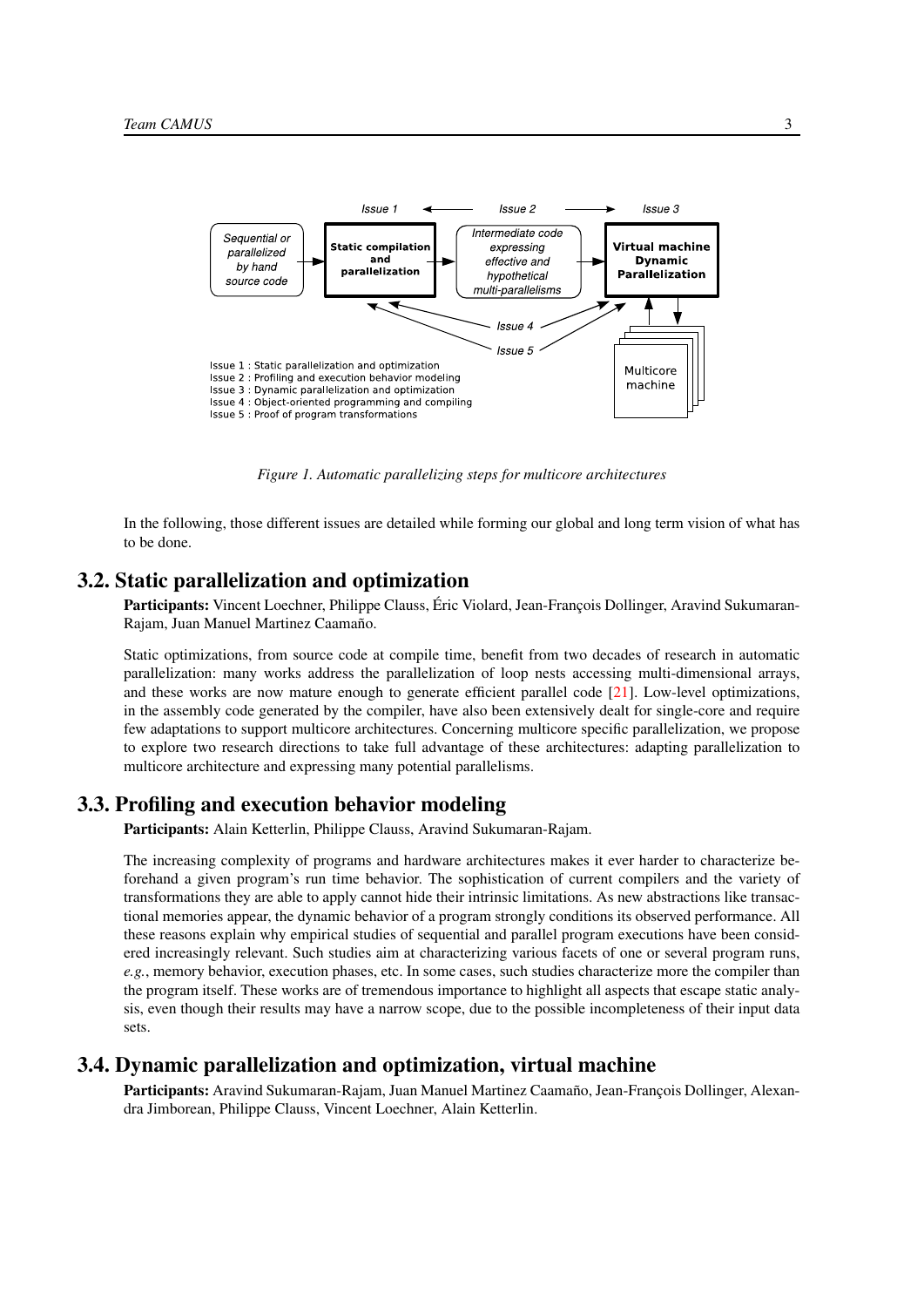Figure 1. Automatic parallelizing steps for multicore architectures

In the following, those different issues are detailed while forming our global and long term vision of what has to be done.

## 3.2. Static parallelization and optimization

**Participants:** Vincent Loechner, Philippe Clauss, Éric Violard, Jean-François Dollinger, Aravind Sukumaran-Rajam, Juan Manuel Martinez Caamaño.

Static optimizations, from source code at compile time, benefit from two decades of research in automatic parallelization: many works address the parallelization of loop nests accessing multi-dimensional arrays, and these works are now mature enough to generate efficient parallel code [21]. Low-level optimizations, in the assembly code generated by the compiler, have also been extensively dealt for single-core and require few adaptations to support multicore architectures. Concerning multicore specific parallelization, we propose to explore two research directions to take full advantage of these architectures: adapting parallelization to multicore architecture and expressing many potential parallelisms.

## 3.3. Profiling and execution behavior modeling

**Participants:** Alain Ketterlin, Philippe Clauss, Aravind Sukumaran-Rajam.

The increasing complexity of programs and hardware architectures makes it ever harder to characterize beforehand a given program's run time behavior. The sophistication of current compilers and the variety of transformations they are able to apply cannot hide their intrinsic limitations. As new abstractions like transactional memories appear, the dynamic behavior of a program strongly conditions its observed performance. All these reasons explain why empirical studies of sequential and parallel program executions have been considered increasingly relevant. Such studies aim at characterizing various facets of one or several program runs, *e.g.*, memory behavior, execution phases, etc. In some cases, such studies characterize more the compiler than the program itself. These works are of tremendous importance to highlight all aspects that escape static analysis, even though their results may have a narrow scope, due to the possible incompleteness of their input data sets.

## 3.4. Dynamic parallelization and optimization, virtual machine

**Participants:** Aravind Sukumaran-Rajam, Juan Manuel Martinez Caamaño, Jean-François Dollinger, Alexandra Jimborean, Philippe Clauss, Vincent Loechner, Alain Ketterlin.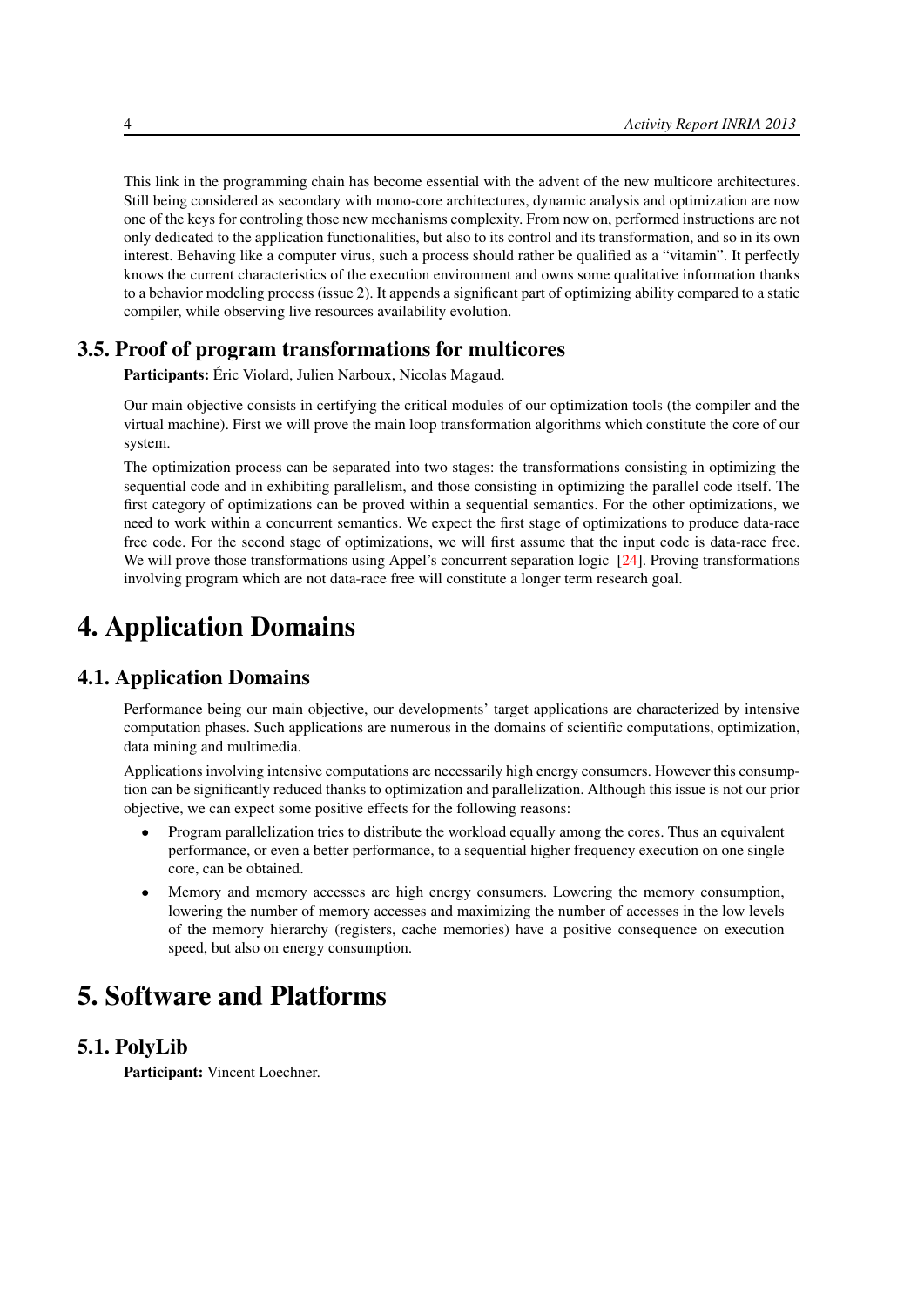This link in the programming chain has become essential with the advent of the new multicore architectures. Still being considered as secondary with mono-core architectures, dynamic analysis and optimization are now one of the keys for controling those new mechanisms complexity. From now on, performed instructions are not only dedicated to the application functionalities, but also to its control and its transformation, and so in its own interest. Behaving like a computer virus, such a process should rather be qualified as a "vitamin". It perfectly knows the current characteristics of the execution environment and owns some qualitative information thanks to a behavior modeling process (issue 2). It appends a significant part of optimizing ability compared to a static compiler, while observing live resources availability evolution.

## 3.5. Proof of program transformations for multicores

**Participants:** Éric Violard, Julien Narboux, Nicolas Magaud.

Our main objective consists in certifying the critical modules of our optimization tools (the compiler and the virtual machine). First we will prove the main loop transformation algorithms which constitute the core of our system.

The optimization process can be separated into two stages: the transformations consisting in optimizing the sequential code and in exhibiting parallelism, and those consisting in optimizing the parallel code itself. The first category of optimizations can be proved within a sequential semantics. For the other optimizations, we need to work within a concurrent semantics. We expect the first stage of optimizations to produce data-race free code. For the second stage of optimizations, we will first assume that the input code is data-race free. We will prove those transformations using Appel's concurrent separation logic [24]. Proving transformations involving program which are not data-race free will constitute a longer term research goal.

# 4. Application Domains

## 4.1. Application Domains

Performance being our main objective, our developments' target applications are characterized by intensive computation phases. Such applications are numerous in the domains of scientific computations, optimization, data mining and multimedia.

Applications involving intensive computations are necessarily high energy consumers. However this consumption can be significantly reduced thanks to optimization and parallelization. Although this issue is not our prior objective, we can expect some positive effects for the following reasons:

- Program parallelization tries to distribute the workload equally among the cores. Thus an equivalent performance, or even a better performance, to a sequential higher frequency execution on one single core, can be obtained.
- Memory and memory accesses are high energy consumers. Lowering the memory consumption, lowering the number of memory accesses and maximizing the number of accesses in the low levels of the memory hierarchy (registers, cache memories) have a positive consequence on execution speed, but also on energy consumption.

# 5. Software and Platforms

## 5.1. PolyLib

**Participant:** Vincent Loechner.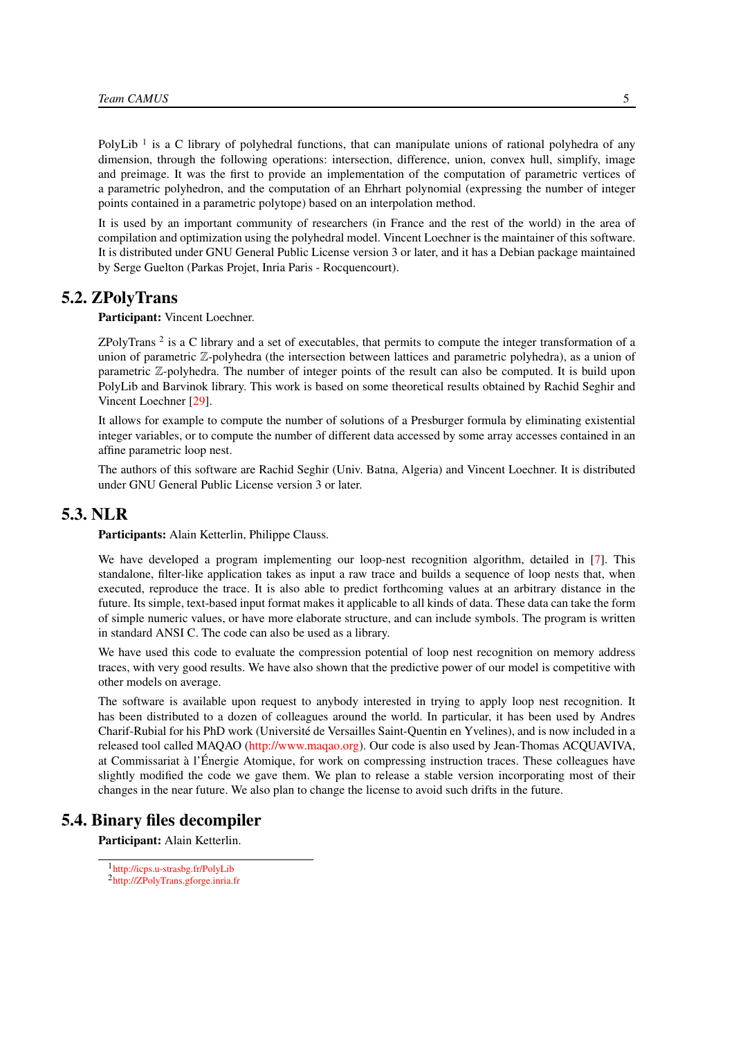PolyLib [1] is a C library of polyhedral functions, that can manipulate unions of rational polyhedra of any dimension, through the following operations: intersection, difference, union, convex hull, simplify, image and preimage. It was the first to provide an implementation of the computation of parametric vertices of a parametric polyhedron, and the computation of an Ehrhart polynomial (expressing the number of integer points contained in a parametric polytope) based on an interpolation method.

It is used by an important community of researchers (in France and the rest of the world) in the area of compilation and optimization using the polyhedral model. Vincent Loechner is the maintainer of this software. It is distributed under GNU General Public License version 3 or later, and it has a Debian package maintained by Serge Guelton (Parkas Projet, Inria Paris - Rocquencourt).

## 5.2. ZPolyTrans

**Participant:** Vincent Loechner.

ZPolyTrans [2] is a C library and a set of executables, that permits to compute the integer transformation of a union of parametric $\mathbb{Z}$-polyhedra (the intersection between lattices and parametric polyhedra), as a union of parametric $\mathbb{Z}$-polyhedra. The number of integer points of the result can also be computed. It is build upon PolyLib and Barvinok library. This work is based on some theoretical results obtained by Rachid Seghir and Vincent Loechner [29].

It allows for example to compute the number of solutions of a Presburger formula by eliminating existential integer variables, or to compute the number of different data accessed by some array accesses contained in an affine parametric loop nest.

The authors of this software are Rachid Seghir (Univ. Batna, Algeria) and Vincent Loechner. It is distributed under GNU General Public License version 3 or later.

## 5.3. NLR

**Participants:** Alain Ketterlin, Philippe Clauss.

We have developed a program implementing our loop-nest recognition algorithm, detailed in [7]. This standalone, filter-like application takes as input a raw trace and builds a sequence of loop nests that, when executed, reproduce the trace. It is also able to predict forthcoming values at an arbitrary distance in the future. Its simple, text-based input format makes it applicable to all kinds of data. These data can take the form of simple numeric values, or have more elaborate structure, and can include symbols. The program is written in standard ANSI C. The code can also be used as a library.

We have used this code to evaluate the compression potential of loop nest recognition on memory address traces, with very good results. We have also shown that the predictive power of our model is competitive with other models on average.

The software is available upon request to anybody interested in trying to apply loop nest recognition. It has been distributed to a dozen of colleagues around the world. In particular, it has been used by Andres Charif-Rubial for his PhD work (Université de Versailles Saint-Quentin en Yvelines), and is now included in a released tool called MAQAO (http://www.maqao.org). Our code is also used by Jean-Thomas ACQUAVIVA, at Commissariat à l'Énergie Atomique, for work on compressing instruction traces. These colleagues have slightly modified the code we gave them. We plan to release a stable version incorporating most of their changes in the near future. We also plan to change the license to avoid such drifts in the future.

## 5.4. Binary files decompiler

**Participant:** Alain Ketterlin.

[1] http://icps.u-strasbg.fr/PolyLib

[2] http://ZPolyTrans.gforge.inria.fr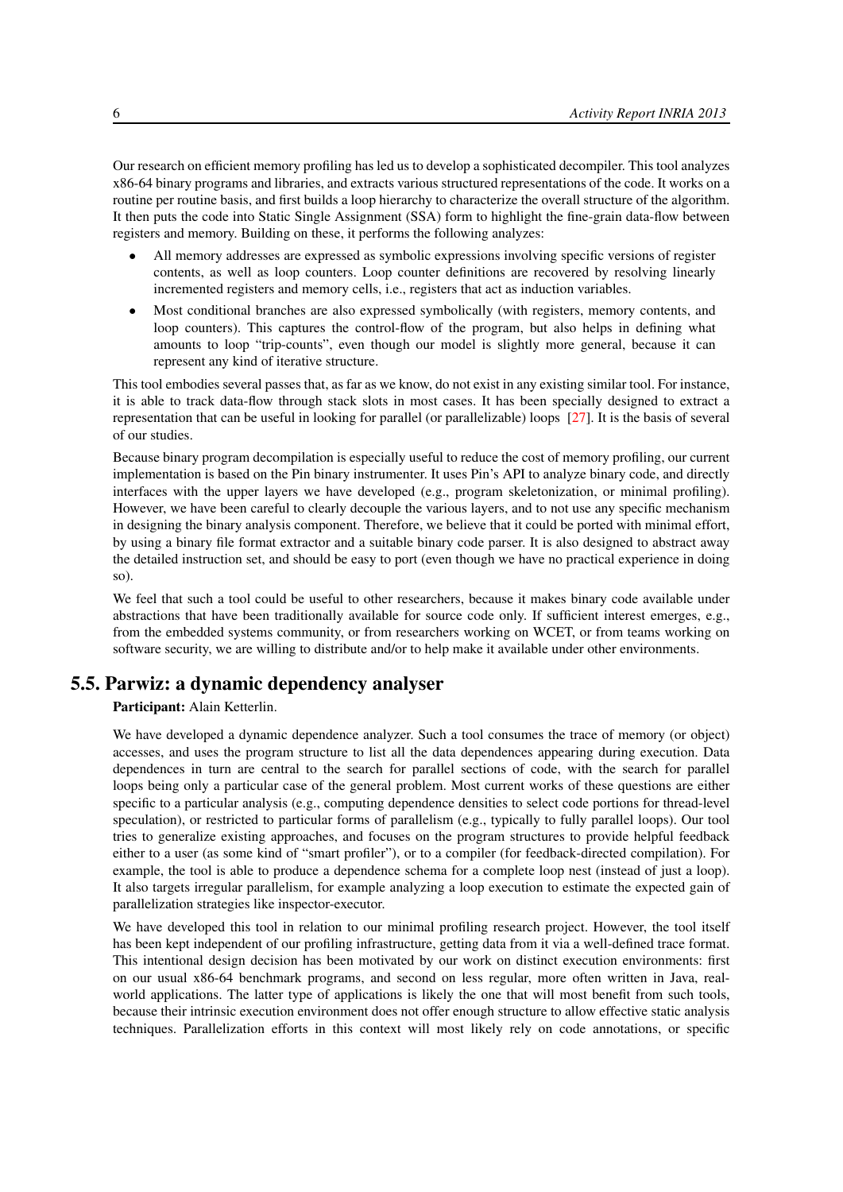Our research on efficient memory profiling has led us to develop a sophisticated decompiler. This tool analyzes x86-64 binary programs and libraries, and extracts various structured representations of the code. It works on a routine per routine basis, and first builds a loop hierarchy to characterize the overall structure of the algorithm. It then puts the code into Static Single Assignment (SSA) form to highlight the fine-grain data-flow between registers and memory. Building on these, it performs the following analyzes:

- All memory addresses are expressed as symbolic expressions involving specific versions of register contents, as well as loop counters. Loop counter definitions are recovered by resolving linearly incremented registers and memory cells, i.e., registers that act as induction variables.
- Most conditional branches are also expressed symbolically (with registers, memory contents, and loop counters). This captures the control-flow of the program, but also helps in defining what amounts to loop "trip-counts", even though our model is slightly more general, because it can represent any kind of iterative structure.

This tool embodies several passes that, as far as we know, do not exist in any existing similar tool. For instance, it is able to track data-flow through stack slots in most cases. It has been specially designed to extract a representation that can be useful in looking for parallel (or parallelizable) loops [27]. It is the basis of several of our studies.

Because binary program decompilation is especially useful to reduce the cost of memory profiling, our current implementation is based on the Pin binary instrumenter. It uses Pin's API to analyze binary code, and directly interfaces with the upper layers we have developed (e.g., program skeletonization, or minimal profiling). However, we have been careful to clearly decouple the various layers, and to not use any specific mechanism in designing the binary analysis component. Therefore, we believe that it could be ported with minimal effort, by using a binary file format extractor and a suitable binary code parser. It is also designed to abstract away the detailed instruction set, and should be easy to port (even though we have no practical experience in doing so).

We feel that such a tool could be useful to other researchers, because it makes binary code available under abstractions that have been traditionally available for source code only. If sufficient interest emerges, e.g., from the embedded systems community, or from researchers working on WCET, or from teams working on software security, we are willing to distribute and/or to help make it available under other environments.

## 5.5. Parwiz: a dynamic dependency analyser

**Participant:** Alain Ketterlin.

We have developed a dynamic dependence analyzer. Such a tool consumes the trace of memory (or object) accesses, and uses the program structure to list all the data dependences appearing during execution. Data dependences in turn are central to the search for parallel sections of code, with the search for parallel loops being only a particular case of the general problem. Most current works of these questions are either specific to a particular analysis (e.g., computing dependence densities to select code portions for thread-level speculation), or restricted to particular forms of parallelism (e.g., typically to fully parallel loops). Our tool tries to generalize existing approaches, and focuses on the program structures to provide helpful feedback either to a user (as some kind of "smart profiler"), or to a compiler (for feedback-directed compilation). For example, the tool is able to produce a dependence schema for a complete loop nest (instead of just a loop). It also targets irregular parallelism, for example analyzing a loop execution to estimate the expected gain of parallelization strategies like inspector-executor.

We have developed this tool in relation to our minimal profiling research project. However, the tool itself has been kept independent of our profiling infrastructure, getting data from it via a well-defined trace format. This intentional design decision has been motivated by our work on distinct execution environments: first on our usual x86-64 benchmark programs, and second on less regular, more often written in Java, real-world applications. The latter type of applications is likely the one that will most benefit from such tools, because their intrinsic execution environment does not offer enough structure to allow effective static analysis techniques. Parallelization efforts in this context will most likely rely on code annotations, or specific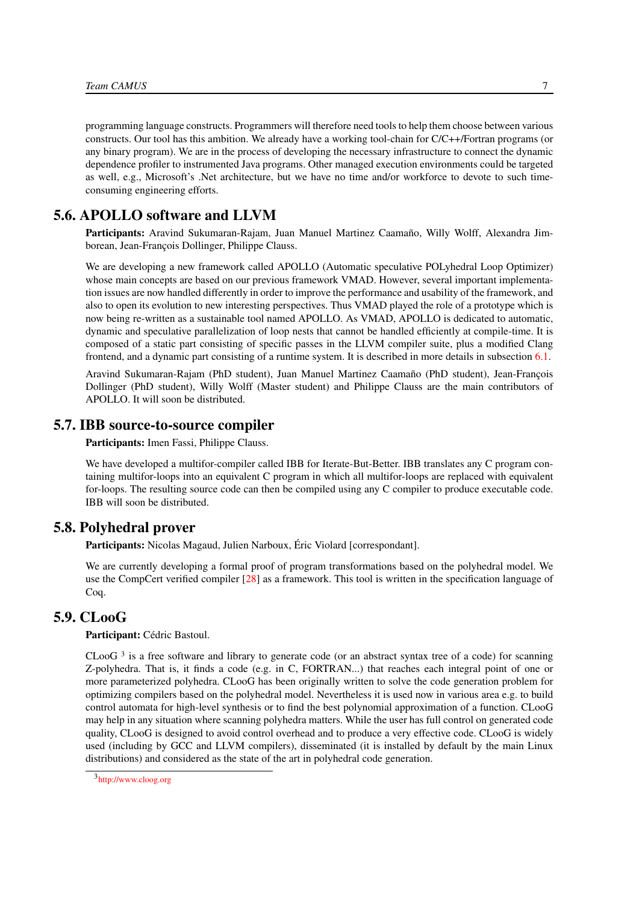programming language constructs. Programmers will therefore need tools to help them choose between various constructs. Our tool has this ambition. We already have a working tool-chain for C/C++/Fortran programs (or any binary program). We are in the process of developing the necessary infrastructure to connect the dynamic dependence profiler to instrumented Java programs. Other managed execution environments could be targeted as well, e.g., Microsoft's .Net architecture, but we have no time and/or workforce to devote to such time-consuming engineering efforts.

## 5.6. APOLLO software and LLVM

**Participants:** Aravind Sukumaran-Rajam, Juan Manuel Martinez Caamaño, Willy Wolff, Alexandra Jimborean, Jean-François Dollinger, Philippe Clauss.

We are developing a new framework called APOLLO (Automatic speculative POLyhedral Loop Optimizer) whose main concepts are based on our previous framework VMAD. However, several important implementation issues are now handled differently in order to improve the performance and usability of the framework, and also to open its evolution to new interesting perspectives. Thus VMAD played the role of a prototype which is now being re-written as a sustainable tool named APOLLO. As VMAD, APOLLO is dedicated to automatic, dynamic and speculative parallelization of loop nests that cannot be handled efficiently at compile-time. It is composed of a static part consisting of specific passes in the LLVM compiler suite, plus a modified Clang frontend, and a dynamic part consisting of a runtime system. It is described in more details in subsection 6.1.

Aravind Sukumaran-Rajam (PhD student), Juan Manuel Martinez Caamaño (PhD student), Jean-François Dollinger (PhD student), Willy Wolff (Master student) and Philippe Clauss are the main contributors of APOLLO. It will soon be distributed.

## 5.7. IBB source-to-source compiler

**Participants:** Imen Fassi, Philippe Clauss.

We have developed a multifor-compiler called IBB for Iterate-But-Better. IBB translates any C program containing multifor-loops into an equivalent C program in which all multifor-loops are replaced with equivalent for-loops. The resulting source code can then be compiled using any C compiler to produce executable code. IBB will soon be distributed.

## 5.8. Polyhedral prover

**Participants:** Nicolas Magaud, Julien Narboux, Éric Violard [correspondant].

We are currently developing a formal proof of program transformations based on the polyhedral model. We use the CompCert verified compiler [28] as a framework. This tool is written in the specification language of Coq.

## 5.9. CLooG

**Participant:** Cédric Bastoul.

CLooG [3] is a free software and library to generate code (or an abstract syntax tree of a code) for scanning Z-polyhedra. That is, it finds a code (e.g. in C, FORTRAN...) that reaches each integral point of one or more parameterized polyhedra. CLooG has been originally written to solve the code generation problem for optimizing compilers based on the polyhedral model. Nevertheless it is used now in various area e.g. to build control automata for high-level synthesis or to find the best polynomial approximation of a function. CLooG may help in any situation where scanning polyhedra matters. While the user has full control on generated code quality, CLooG is designed to avoid control overhead and to produce a very effective code. CLooG is widely used (including by GCC and LLVM compilers), disseminated (it is installed by default by the main Linux distributions) and considered as the state of the art in polyhedral code generation.

[3] http://www.cloog.org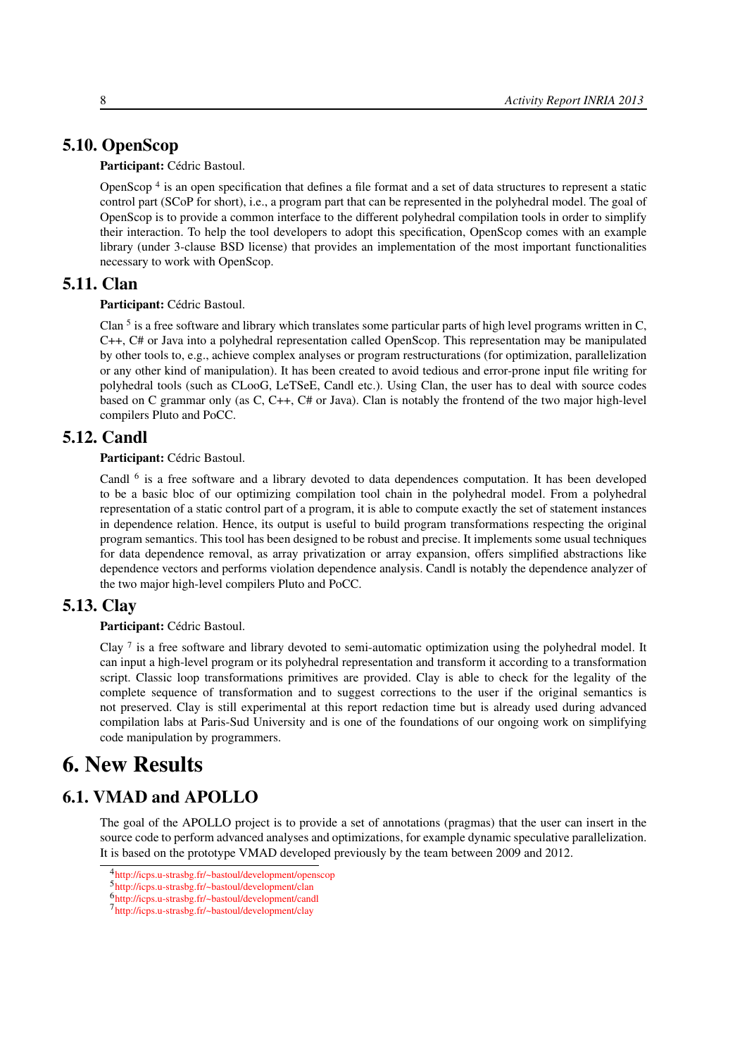## 5.10. OpenScop

**Participant:** Cédric Bastoul.

OpenScop [4] is an open specification that defines a file format and a set of data structures to represent a static control part (SCoP for short), i.e., a program part that can be represented in the polyhedral model. The goal of OpenScop is to provide a common interface to the different polyhedral compilation tools in order to simplify their interaction. To help the tool developers to adopt this specification, OpenScop comes with an example library (under 3-clause BSD license) that provides an implementation of the most important functionalities necessary to work with OpenScop.

## 5.11. Clan

**Participant:** Cédric Bastoul.

Clan [5] is a free software and library which translates some particular parts of high level programs written in C, C++, C# or Java into a polyhedral representation called OpenScop. This representation may be manipulated by other tools to, e.g., achieve complex analyses or program restructurations (for optimization, parallelization or any other kind of manipulation). It has been created to avoid tedious and error-prone input file writing for polyhedral tools (such as CLooG, LeTSeE, Candl etc.). Using Clan, the user has to deal with source codes based on C grammar only (as C, C++, C# or Java). Clan is notably the frontend of the two major high-level compilers Pluto and PoCC.

## 5.12. Candl

**Participant:** Cédric Bastoul.

Candl [6] is a free software and a library devoted to data dependences computation. It has been developed to be a basic bloc of our optimizing compilation tool chain in the polyhedral model. From a polyhedral representation of a static control part of a program, it is able to compute exactly the set of statement instances in dependence relation. Hence, its output is useful to build program transformations respecting the original program semantics. This tool has been designed to be robust and precise. It implements some usual techniques for data dependence removal, as array privatization or array expansion, offers simplified abstractions like dependence vectors and performs violation dependence analysis. Candl is notably the dependence analyzer of the two major high-level compilers Pluto and PoCC.

## 5.13. Clay

**Participant:** Cédric Bastoul.

Clay [7] is a free software and library devoted to semi-automatic optimization using the polyhedral model. It can input a high-level program or its polyhedral representation and transform it according to a transformation script. Classic loop transformations primitives are provided. Clay is able to check for the legality of the complete sequence of transformation and to suggest corrections to the user if the original semantics is not preserved. Clay is still experimental at this report redaction time but is already used during advanced compilation labs at Paris-Sud University and is one of the foundations of our ongoing work on simplifying code manipulation by programmers.

# 6. New Results

## 6.1. VMAD and APOLLO

The goal of the APOLLO project is to provide a set of annotations (pragmas) that the user can insert in the source code to perform advanced analyses and optimizations, for example dynamic speculative parallelization. It is based on the prototype VMAD developed previously by the team between 2009 and 2012.

[4] http://icps.u-strasbg.fr/~bastoul/development/openscop

[5] http://icps.u-strasbg.fr/~bastoul/development/clan

[6] http://icps.u-strasbg.fr/~bastoul/development/candl

[7] http://icps.u-strasbg.fr/~bastoul/development/clay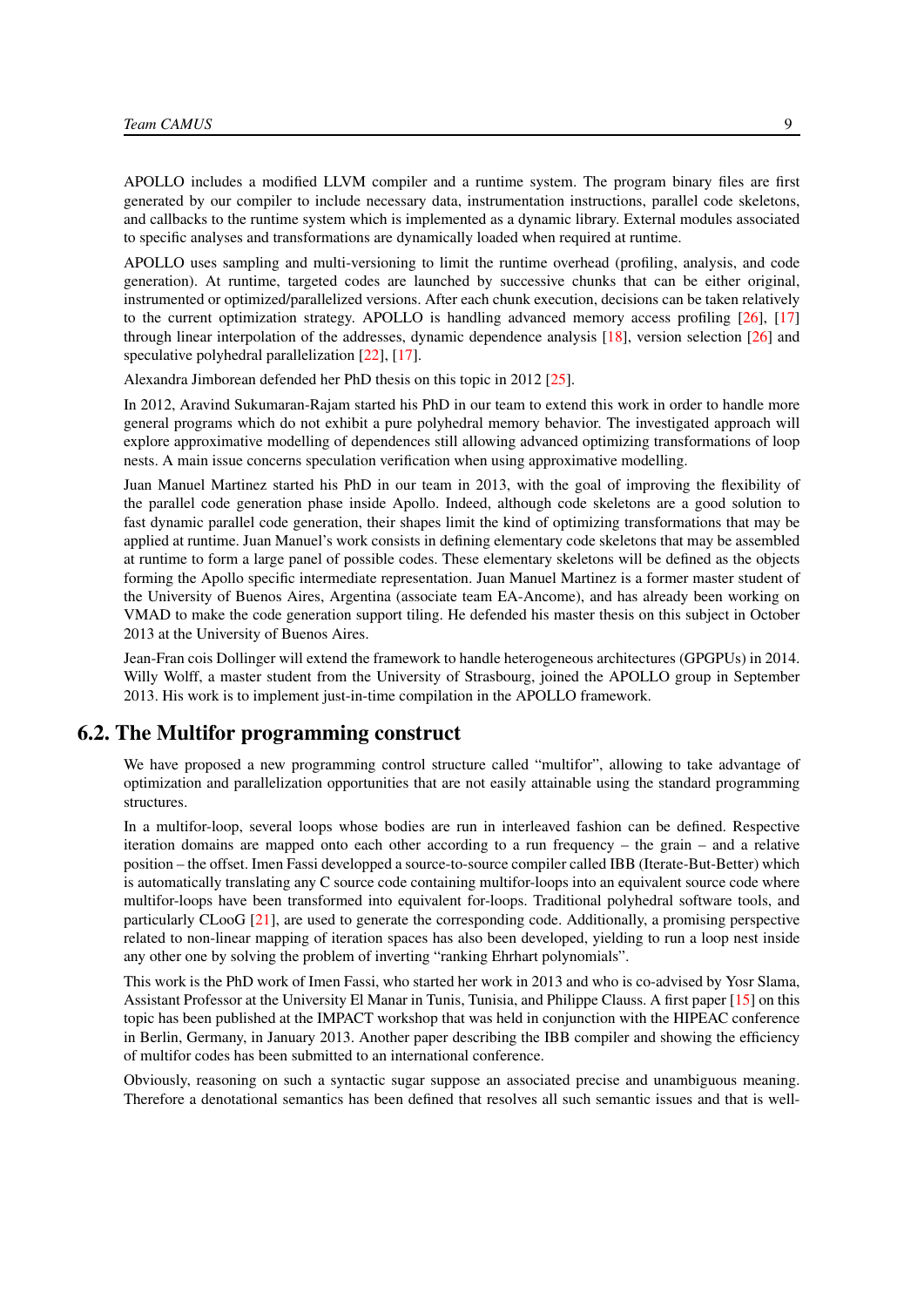APOLLO includes a modified LLVM compiler and a runtime system. The program binary files are first generated by our compiler to include necessary data, instrumentation instructions, parallel code skeletons, and callbacks to the runtime system which is implemented as a dynamic library. External modules associated to specific analyses and transformations are dynamically loaded when required at runtime.

APOLLO uses sampling and multi-versioning to limit the runtime overhead (profiling, analysis, and code generation). At runtime, targeted codes are launched by successive chunks that can be either original, instrumented or optimized/parallelized versions. After each chunk execution, decisions can be taken relatively to the current optimization strategy. APOLLO is handling advanced memory access profiling [26], [17] through linear interpolation of the addresses, dynamic dependence analysis [18], version selection [26] and speculative polyhedral parallelization [22], [17].

Alexandra Jimborean defended her PhD thesis on this topic in 2012 [25].

In 2012, Aravind Sukumaran-Rajam started his PhD in our team to extend this work in order to handle more general programs which do not exhibit a pure polyhedral memory behavior. The investigated approach will explore approximative modelling of dependences still allowing advanced optimizing transformations of loop nests. A main issue concerns speculation verification when using approximative modelling.

Juan Manuel Martinez started his PhD in our team in 2013, with the goal of improving the flexibility of the parallel code generation phase inside Apollo. Indeed, although code skeletons are a good solution to fast dynamic parallel code generation, their shapes limit the kind of optimizing transformations that may be applied at runtime. Juan Manuel's work consists in defining elementary code skeletons that may be assembled at runtime to form a large panel of possible codes. These elementary skeletons will be defined as the objects forming the Apollo specific intermediate representation. Juan Manuel Martinez is a former master student of the University of Buenos Aires, Argentina (associate team EA-Ancome), and has already been working on VMAD to make the code generation support tiling. He defended his master thesis on this subject in October 2013 at the University of Buenos Aires.

Jean-Fran cois Dollinger will extend the framework to handle heterogeneous architectures (GPGPUs) in 2014. Willy Wolff, a master student from the University of Strasbourg, joined the APOLLO group in September 2013. His work is to implement just-in-time compilation in the APOLLO framework.

## 6.2. The Multifor programming construct

We have proposed a new programming control structure called "multifor", allowing to take advantage of optimization and parallelization opportunities that are not easily attainable using the standard programming structures.

In a multifor-loop, several loops whose bodies are run in interleaved fashion can be defined. Respective iteration domains are mapped onto each other according to a run frequency – the grain – and a relative position – the offset. Imen Fassi developped a source-to-source compiler called IBB (Iterate-But-Better) which is automatically translating any C source code containing multifor-loops into an equivalent source code where multifor-loops have been transformed into equivalent for-loops. Traditional polyhedral software tools, and particularly CLooG [21], are used to generate the corresponding code. Additionally, a promising perspective related to non-linear mapping of iteration spaces has also been developed, yielding to run a loop nest inside any other one by solving the problem of inverting "ranking Ehrhart polynomials".

This work is the PhD work of Imen Fassi, who started her work in 2013 and who is co-advised by Yosr Slama, Assistant Professor at the University El Manar in Tunis, Tunisia, and Philippe Clauss. A first paper [15] on this topic has been published at the IMPACT workshop that was held in conjunction with the HIPEAC conference in Berlin, Germany, in January 2013. Another paper describing the IBB compiler and showing the efficiency of multifor codes has been submitted to an international conference.

Obviously, reasoning on such a syntactic sugar suppose an associated precise and unambiguous meaning. Therefore a denotational semantics has been defined that resolves all such semantic issues and that is well-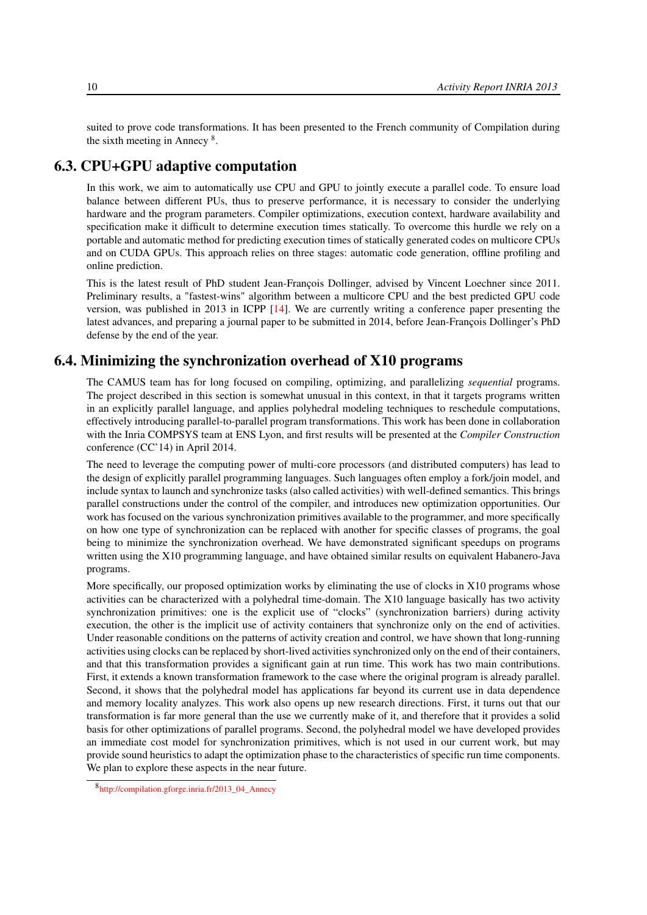suited to prove code transformations. It has been presented to the French community of Compilation during the sixth meeting in Annecy [8].

## 6.3. CPU+GPU adaptive computation

In this work, we aim to automatically use CPU and GPU to jointly execute a parallel code. To ensure load balance between different PUs, thus to preserve performance, it is necessary to consider the underlying hardware and the program parameters. Compiler optimizations, execution context, hardware availability and specification make it difficult to determine execution times statically. To overcome this hurdle we rely on a portable and automatic method for predicting execution times of statically generated codes on multicore CPUs and on CUDA GPUs. This approach relies on three stages: automatic code generation, offline profiling and online prediction.

This is the latest result of PhD student Jean-François Dollinger, advised by Vincent Loechner since 2011. Preliminary results, a "fastest-wins" algorithm between a multicore CPU and the best predicted GPU code version, was published in 2013 in ICPP [14]. We are currently writing a conference paper presenting the latest advances, and preparing a journal paper to be submitted in 2014, before Jean-François Dollinger's PhD defense by the end of the year.

## 6.4. Minimizing the synchronization overhead of X10 programs

The CAMUS team has for long focused on compiling, optimizing, and parallelizing *sequential* programs. The project described in this section is somewhat unusual in this context, in that it targets programs written in an explicitly parallel language, and applies polyhedral modeling techniques to reschedule computations, effectively introducing parallel-to-parallel program transformations. This work has been done in collaboration with the Inria COMPSYS team at ENS Lyon, and first results will be presented at the *Compiler Construction* conference (CC'14) in April 2014.

The need to leverage the computing power of multi-core processors (and distributed computers) has lead to the design of explicitly parallel programming languages. Such languages often employ a fork/join model, and include syntax to launch and synchronize tasks (also called activities) with well-defined semantics. This brings parallel constructions under the control of the compiler, and introduces new optimization opportunities. Our work has focused on the various synchronization primitives available to the programmer, and more specifically on how one type of synchronization can be replaced with another for specific classes of programs, the goal being to minimize the synchronization overhead. We have demonstrated significant speedups on programs written using the X10 programming language, and have obtained similar results on equivalent Habanero-Java programs.

More specifically, our proposed optimization works by eliminating the use of clocks in X10 programs whose activities can be characterized with a polyhedral time-domain. The X10 language basically has two activity synchronization primitives: one is the explicit use of "clocks" (synchronization barriers) during activity execution, the other is the implicit use of activity containers that synchronize only on the end of activities. Under reasonable conditions on the patterns of activity creation and control, we have shown that long-running activities using clocks can be replaced by short-lived activities synchronized only on the end of their containers, and that this transformation provides a significant gain at run time. This work has two main contributions. First, it extends a known transformation framework to the case where the original program is already parallel. Second, it shows that the polyhedral model has applications far beyond its current use in data dependence and memory locality analyzes. This work also opens up new research directions. First, it turns out that our transformation is far more general than the use we currently make of it, and therefore that it provides a solid basis for other optimizations of parallel programs. Second, the polyhedral model we have developed provides an immediate cost model for synchronization primitives, which is not used in our current work, but may provide sound heuristics to adapt the optimization phase to the characteristics of specific run time components. We plan to explore these aspects in the near future.

[8] http://compilation.gforge.inria.fr/2013_04_Annecy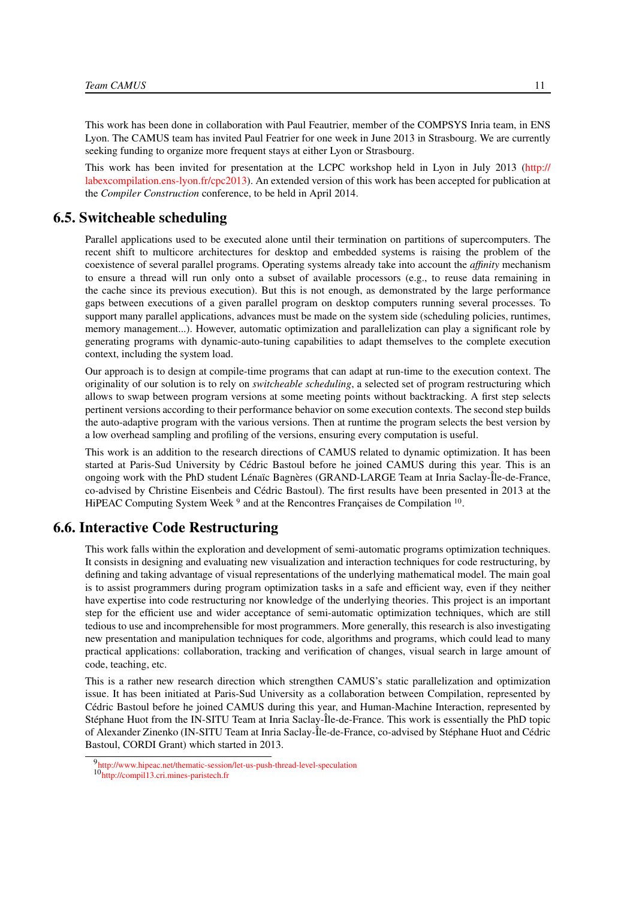This work has been done in collaboration with Paul Feautrier, member of the COMPSYS Inria team, in ENS Lyon. The CAMUS team has invited Paul Featrier for one week in June 2013 in Strasbourg. We are currently seeking funding to organize more frequent stays at either Lyon or Strasbourg.

This work has been invited for presentation at the LCPC workshop held in Lyon in July 2013 (http://labexcompilation.ens-lyon.fr/cpc2013). An extended version of this work has been accepted for publication at the *Compiler Construction* conference, to be held in April 2014.

## 6.5. Switcheable scheduling

Parallel applications used to be executed alone until their termination on partitions of supercomputers. The recent shift to multicore architectures for desktop and embedded systems is raising the problem of the coexistence of several parallel programs. Operating systems already take into account the *affinity* mechanism to ensure a thread will run only onto a subset of available processors (e.g., to reuse data remaining in the cache since its previous execution). But this is not enough, as demonstrated by the large performance gaps between executions of a given parallel program on desktop computers running several processes. To support many parallel applications, advances must be made on the system side (scheduling policies, runtimes, memory management...). However, automatic optimization and parallelization can play a significant role by generating programs with dynamic-auto-tuning capabilities to adapt themselves to the complete execution context, including the system load.

Our approach is to design at compile-time programs that can adapt at run-time to the execution context. The originality of our solution is to rely on *switcheable scheduling*, a selected set of program restructuring which allows to swap between program versions at some meeting points without backtracking. A first step selects pertinent versions according to their performance behavior on some execution contexts. The second step builds the auto-adaptive program with the various versions. Then at runtime the program selects the best version by a low overhead sampling and profiling of the versions, ensuring every computation is useful.

This work is an addition to the research directions of CAMUS related to dynamic optimization. It has been started at Paris-Sud University by Cédric Bastoul before he joined CAMUS during this year. This is an ongoing work with the PhD student Lénaïc Bagnères (GRAND-LARGE Team at Inria Saclay-Île-de-France, co-advised by Christine Eisenbeis and Cédric Bastoul). The first results have been presented in 2013 at the HiPEAC Computing System Week [9] and at the Rencontres Françaises de Compilation [10].

## 6.6. Interactive Code Restructuring

This work falls within the exploration and development of semi-automatic programs optimization techniques. It consists in designing and evaluating new visualization and interaction techniques for code restructuring, by defining and taking advantage of visual representations of the underlying mathematical model. The main goal is to assist programmers during program optimization tasks in a safe and efficient way, even if they neither have expertise into code restructuring nor knowledge of the underlying theories. This project is an important step for the efficient use and wider acceptance of semi-automatic optimization techniques, which are still tedious to use and incomprehensible for most programmers. More generally, this research is also investigating new presentation and manipulation techniques for code, algorithms and programs, which could lead to many practical applications: collaboration, tracking and verification of changes, visual search in large amount of code, teaching, etc.

This is a rather new research direction which strengthen CAMUS's static parallelization and optimization issue. It has been initiated at Paris-Sud University as a collaboration between Compilation, represented by Cédric Bastoul before he joined CAMUS during this year, and Human-Machine Interaction, represented by Stéphane Huot from the IN-SITU Team at Inria Saclay-Île-de-France. This work is essentially the PhD topic of Alexander Zinenko (IN-SITU Team at Inria Saclay-Île-de-France, co-advised by Stéphane Huot and Cédric Bastoul, CORDI Grant) which started in 2013.

[9] http://www.hipeac.net/thematic-session/let-us-push-thread-level-speculation

[10] http://compil13.cri.mines-paristech.fr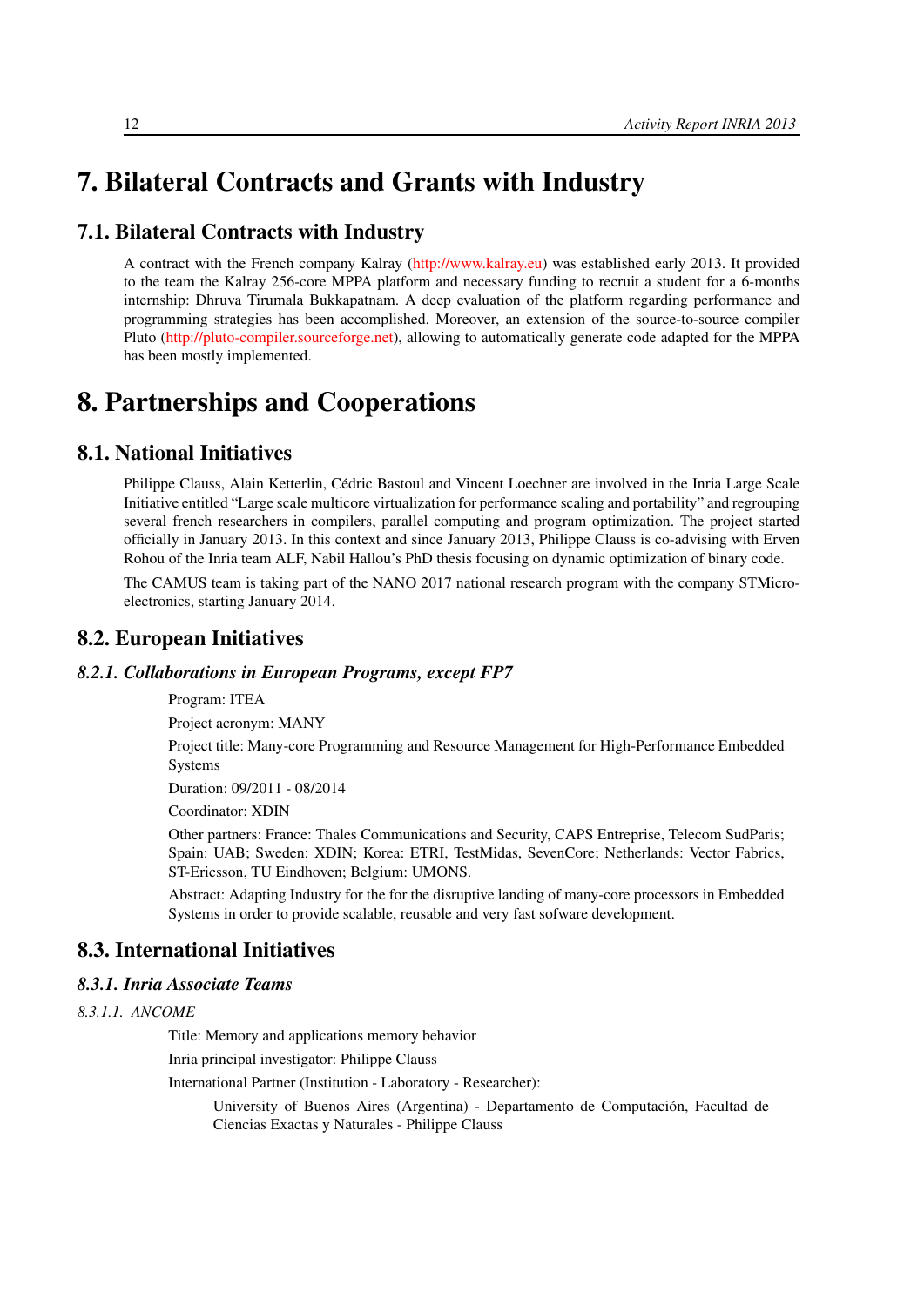# 7. Bilateral Contracts and Grants with Industry

## 7.1. Bilateral Contracts with Industry

A contract with the French company Kalray (http://www.kalray.eu) was established early 2013. It provided to the team the Kalray 256-core MPPA platform and necessary funding to recruit a student for a 6-months internship: Dhruva Tirumala Bukkapatnam. A deep evaluation of the platform regarding performance and programming strategies has been accomplished. Moreover, an extension of the source-to-source compiler Pluto (http://pluto-compiler.sourceforge.net), allowing to automatically generate code adapted for the MPPA has been mostly implemented.

# 8. Partnerships and Cooperations

## 8.1. National Initiatives

Philippe Clauss, Alain Ketterlin, Cédric Bastoul and Vincent Loechner are involved in the Inria Large Scale Initiative entitled "Large scale multicore virtualization for performance scaling and portability" and regrouping several french researchers in compilers, parallel computing and program optimization. The project started officially in January 2013. In this context and since January 2013, Philippe Clauss is co-advising with Erven Rohou of the Inria team ALF, Nabil Hallou's PhD thesis focusing on dynamic optimization of binary code.

The CAMUS team is taking part of the NANO 2017 national research program with the company STMicroelectronics, starting January 2014.

## 8.2. European Initiatives

### *8.2.1. Collaborations in European Programs, except FP7*

Program: ITEA

Project acronym: MANY

Project title: Many-core Programming and Resource Management for High-Performance Embedded Systems

Duration: 09/2011 - 08/2014

Coordinator: XDIN

Other partners: France: Thales Communications and Security, CAPS Entreprise, Telecom SudParis; Spain: UAB; Sweden: XDIN; Korea: ETRI, TestMidas, SevenCore; Netherlands: Vector Fabrics, ST-Ericsson, TU Eindhoven; Belgium: UMONS.

Abstract: Adapting Industry for the for the disruptive landing of many-core processors in Embedded Systems in order to provide scalable, reusable and very fast sofware development.

## 8.3. International Initiatives

### *8.3.1. Inria Associate Teams*

#### *8.3.1.1. ANCOME*

Title: Memory and applications memory behavior

Inria principal investigator: Philippe Clauss

International Partner (Institution - Laboratory - Researcher):

University of Buenos Aires (Argentina) - Departamento de Computación, Facultad de Ciencias Exactas y Naturales - Philippe Clauss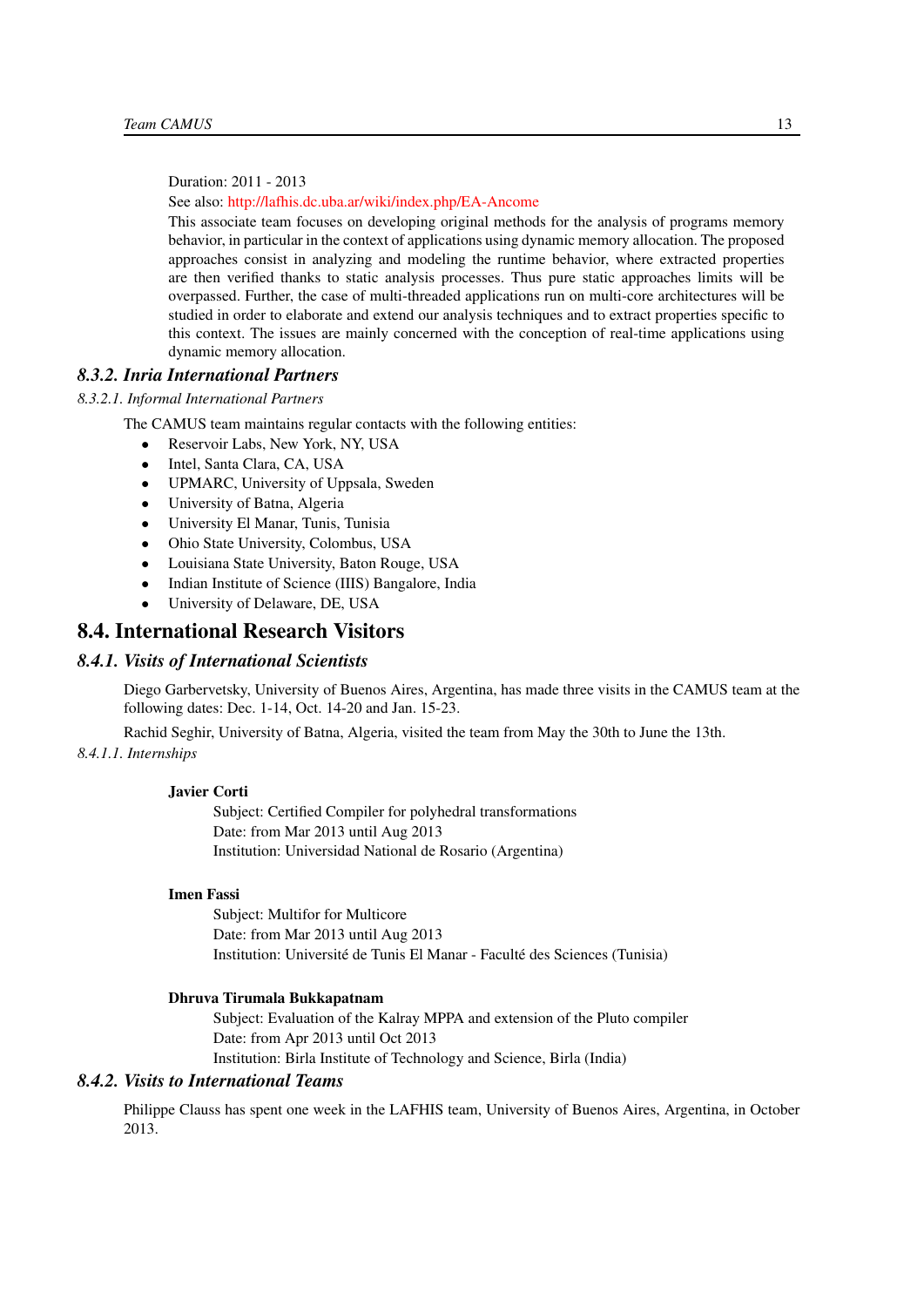Duration: 2011 - 2013

See also: http://lafhis.dc.uba.ar/wiki/index.php/EA-Ancome

This associate team focuses on developing original methods for the analysis of programs memory behavior, in particular in the context of applications using dynamic memory allocation. The proposed approaches consist in analyzing and modeling the runtime behavior, where extracted properties are then verified thanks to static analysis processes. Thus pure static approaches limits will be overpassed. Further, the case of multi-threaded applications run on multi-core architectures will be studied in order to elaborate and extend our analysis techniques and to extract properties specific to this context. The issues are mainly concerned with the conception of real-time applications using dynamic memory allocation.

### 8.3.2. Inria International Partners

#### 8.3.2.1. Informal International Partners

The CAMUS team maintains regular contacts with the following entities:

- Reservoir Labs, New York, NY, USA
- Intel, Santa Clara, CA, USA
- UPMARC, University of Uppsala, Sweden
- University of Batna, Algeria
- University El Manar, Tunis, Tunisia
- Ohio State University, Colombus, USA
- Louisiana State University, Baton Rouge, USA
- Indian Institute of Science (IIIS) Bangalore, India
- University of Delaware, DE, USA

## 8.4. International Research Visitors

### 8.4.1. Visits of International Scientists

Diego Garbervetsky, University of Buenos Aires, Argentina, has made three visits in the CAMUS team at the following dates: Dec. 1-14, Oct. 14-20 and Jan. 15-23.

Rachid Seghir, University of Batna, Algeria, visited the team from May the 30th to June the 13th.

#### 8.4.1.1. Internships

**Javier Corti**

Subject: Certified Compiler for polyhedral transformations
Date: from Mar 2013 until Aug 2013
Institution: Universidad National de Rosario (Argentina)

**Imen Fassi**

Subject: Multifor for Multicore
Date: from Mar 2013 until Aug 2013
Institution: Université de Tunis El Manar - Faculté des Sciences (Tunisia)

**Dhruva Tirumala Bukkapatnam**

Subject: Evaluation of the Kalray MPPA and extension of the Pluto compiler
Date: from Apr 2013 until Oct 2013
Institution: Birla Institute of Technology and Science, Birla (India)

### 8.4.2. Visits to International Teams

Philippe Clauss has spent one week in the LAFHIS team, University of Buenos Aires, Argentina, in October 2013.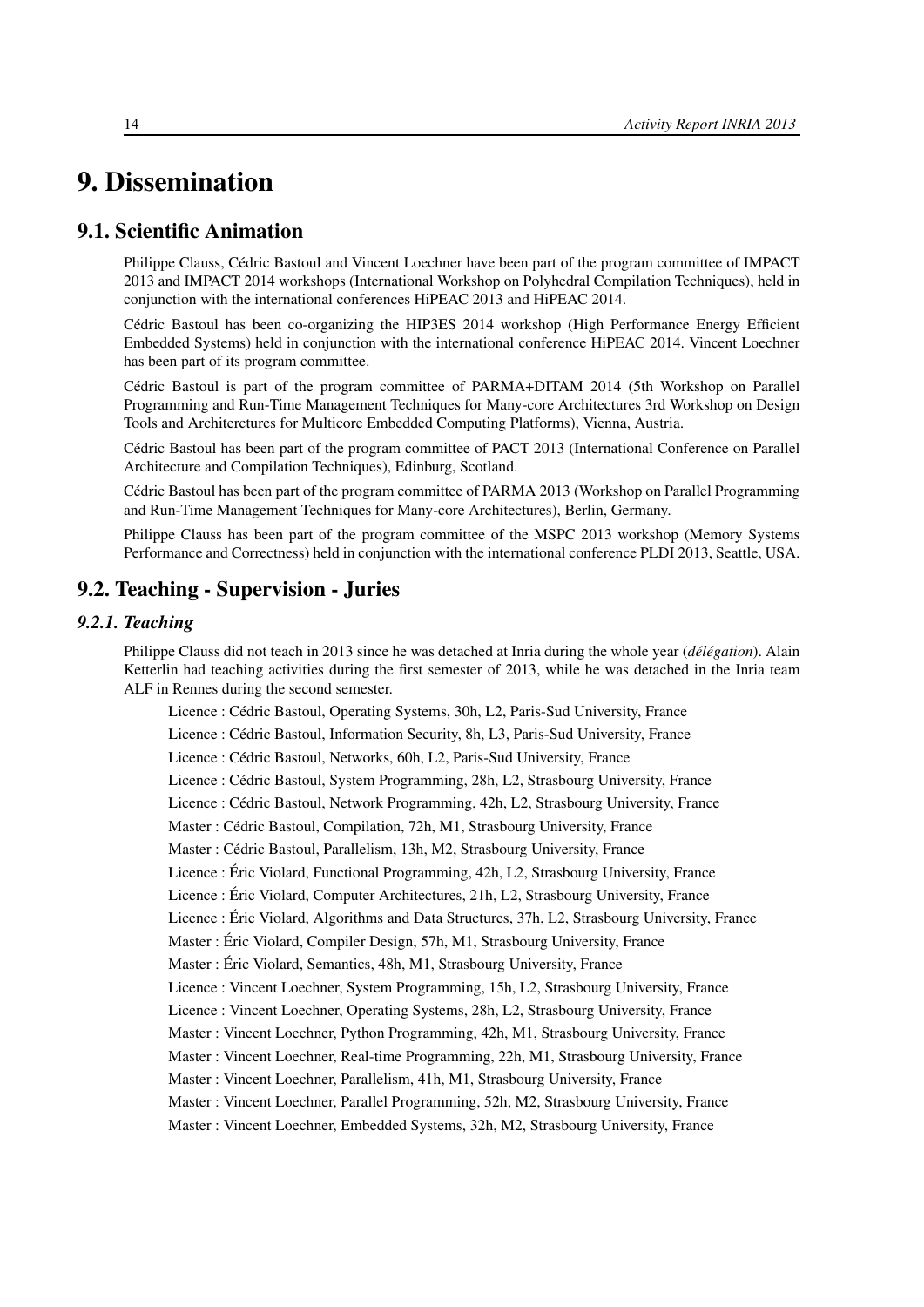# 9. Dissemination

## 9.1. Scientific Animation

Philippe Clauss, Cédric Bastoul and Vincent Loechner have been part of the program committee of IMPACT 2013 and IMPACT 2014 workshops (International Workshop on Polyhedral Compilation Techniques), held in conjunction with the international conferences HiPEAC 2013 and HiPEAC 2014.

Cédric Bastoul has been co-organizing the HIP3ES 2014 workshop (High Performance Energy Efficient Embedded Systems) held in conjunction with the international conference HiPEAC 2014. Vincent Loechner has been part of its program committee.

Cédric Bastoul is part of the program committee of PARMA+DITAM 2014 (5th Workshop on Parallel Programming and Run-Time Management Techniques for Many-core Architectures 3rd Workshop on Design Tools and Architerctures for Multicore Embedded Computing Platforms), Vienna, Austria.

Cédric Bastoul has been part of the program committee of PACT 2013 (International Conference on Parallel Architecture and Compilation Techniques), Edinburg, Scotland.

Cédric Bastoul has been part of the program committee of PARMA 2013 (Workshop on Parallel Programming and Run-Time Management Techniques for Many-core Architectures), Berlin, Germany.

Philippe Clauss has been part of the program committee of the MSPC 2013 workshop (Memory Systems Performance and Correctness) held in conjunction with the international conference PLDI 2013, Seattle, USA.

## 9.2. Teaching - Supervision - Juries

### 9.2.1. Teaching

Philippe Clauss did not teach in 2013 since he was detached at Inria during the whole year (*délégation*). Alain Ketterlin had teaching activities during the first semester of 2013, while he was detached in the Inria team ALF in Rennes during the second semester.

Licence : Cédric Bastoul, Operating Systems, 30h, L2, Paris-Sud University, France

Licence : Cédric Bastoul, Information Security, 8h, L3, Paris-Sud University, France

Licence : Cédric Bastoul, Networks, 60h, L2, Paris-Sud University, France

Licence : Cédric Bastoul, System Programming, 28h, L2, Strasbourg University, France

Licence : Cédric Bastoul, Network Programming, 42h, L2, Strasbourg University, France

Master : Cédric Bastoul, Compilation, 72h, M1, Strasbourg University, France

Master : Cédric Bastoul, Parallelism, 13h, M2, Strasbourg University, France

Licence : Éric Violard, Functional Programming, 42h, L2, Strasbourg University, France

Licence : Éric Violard, Computer Architectures, 21h, L2, Strasbourg University, France

Licence : Éric Violard, Algorithms and Data Structures, 37h, L2, Strasbourg University, France

Master : Éric Violard, Compiler Design, 57h, M1, Strasbourg University, France

Master : Éric Violard, Semantics, 48h, M1, Strasbourg University, France

Licence : Vincent Loechner, System Programming, 15h, L2, Strasbourg University, France

Licence : Vincent Loechner, Operating Systems, 28h, L2, Strasbourg University, France

Master : Vincent Loechner, Python Programming, 42h, M1, Strasbourg University, France

Master : Vincent Loechner, Real-time Programming, 22h, M1, Strasbourg University, France

Master : Vincent Loechner, Parallelism, 41h, M1, Strasbourg University, France

Master : Vincent Loechner, Parallel Programming, 52h, M2, Strasbourg University, France

Master : Vincent Loechner, Embedded Systems, 32h, M2, Strasbourg University, France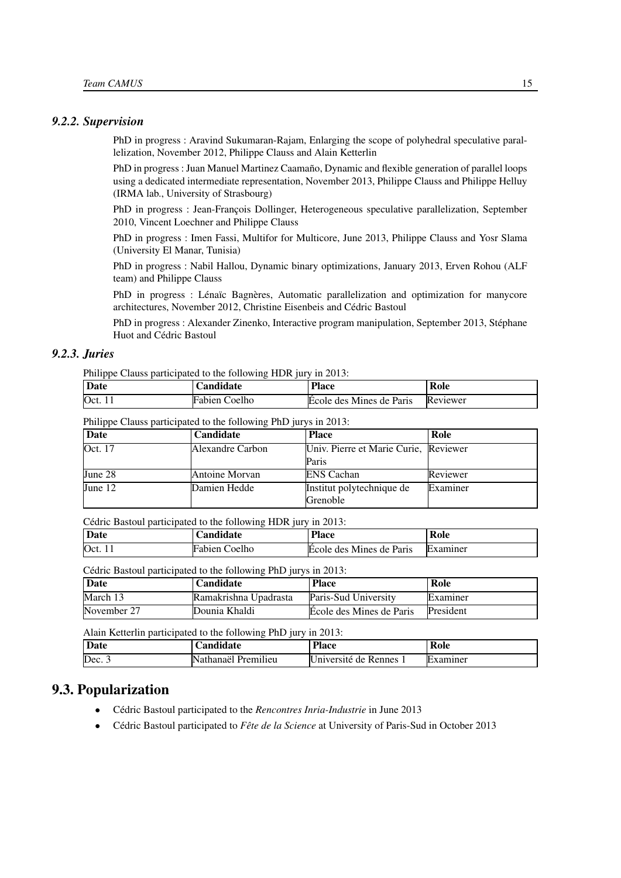### *9.2.2. Supervision*

PhD in progress : Aravind Sukumaran-Rajam, Enlarging the scope of polyhedral speculative parallelization, November 2012, Philippe Clauss and Alain Ketterlin

PhD in progress : Juan Manuel Martinez Caamaño, Dynamic and flexible generation of parallel loops using a dedicated intermediate representation, November 2013, Philippe Clauss and Philippe Helluy (IRMA lab., University of Strasbourg)

PhD in progress : Jean-François Dollinger, Heterogeneous speculative parallelization, September 2010, Vincent Loechner and Philippe Clauss

PhD in progress : Imen Fassi, Multifor for Multicore, June 2013, Philippe Clauss and Yosr Slama (University El Manar, Tunisia)

PhD in progress : Nabil Hallou, Dynamic binary optimizations, January 2013, Erven Rohou (ALF team) and Philippe Clauss

PhD in progress : Lénaïc Bagnères, Automatic parallelization and optimization for manycore architectures, November 2012, Christine Eisenbeis and Cédric Bastoul

PhD in progress : Alexander Zinenko, Interactive program manipulation, September 2013, Stéphane Huot and Cédric Bastoul

### *9.2.3. Juries*

Philippe Clauss participated to the following HDR jury in 2013:

| Date | Candidate | Place | Role |
|---|---|---|---|
| Oct. 11 | Fabien Coelho | École des Mines de Paris | Reviewer |

Philippe Clauss participated to the following PhD jurys in 2013:

| Date | Candidate | Place | Role |
|---|---|---|---|
| Oct. 17 | Alexandre Carbon | Univ. Pierre et Marie Curie, Paris | Reviewer |
| June 28 | Antoine Morvan | ENS Cachan | Reviewer |
| June 12 | Damien Hedde | Institut polytechnique de Grenoble | Examiner |

Cédric Bastoul participated to the following HDR jury in 2013:

| Date | Candidate | Place | Role |
|---|---|---|---|
| Oct. 11 | Fabien Coelho | École des Mines de Paris | Examiner |

Cédric Bastoul participated to the following PhD jurys in 2013:

| Date | Candidate | Place | Role |
|---|---|---|---|
| March 13 | Ramakrishna Upadrasta | Paris-Sud University | Examiner |
| November 27 | Dounia Khaldi | École des Mines de Paris | President |

Alain Ketterlin participated to the following PhD jury in 2013:

| Date | Candidate | Place | Role |
|---|---|---|---|
| Dec. 3 | Nathanaël Premilieu | Université de Rennes 1 | Examiner |

## 9.3. Popularization

- Cédric Bastoul participated to the *Rencontres Inria-Industrie* in June 2013
- Cédric Bastoul participated to *Fête de la Science* at University of Paris-Sud in October 2013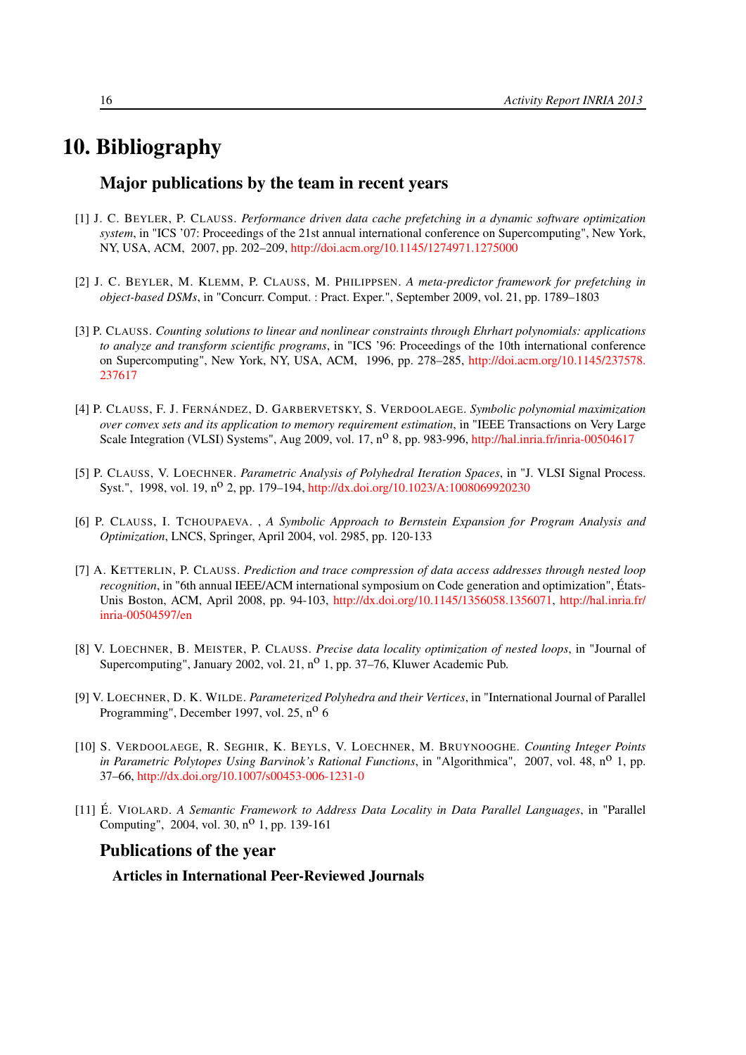# 10. Bibliography

## Major publications by the team in recent years

[1] J. C. Beyler, P. Clauss. *Performance driven data cache prefetching in a dynamic software optimization system*, in "ICS '07: Proceedings of the 21st annual international conference on Supercomputing", New York, NY, USA, ACM, 2007, pp. 202–209, http://doi.acm.org/10.1145/1274971.1275000

[2] J. C. Beyler, M. Klemm, P. Clauss, M. Philippsen. *A meta-predictor framework for prefetching in object-based DSMs*, in "Concurr. Comput. : Pract. Exper.", September 2009, vol. 21, pp. 1789–1803

[3] P. Clauss. *Counting solutions to linear and nonlinear constraints through Ehrhart polynomials: applications to analyze and transform scientific programs*, in "ICS '96: Proceedings of the 10th international conference on Supercomputing", New York, NY, USA, ACM, 1996, pp. 278–285, http://doi.acm.org/10.1145/237578.237617

[4] P. Clauss, F. J. Fernández, D. Garbervetsky, S. Verdoolaege. *Symbolic polynomial maximization over convex sets and its application to memory requirement estimation*, in "IEEE Transactions on Very Large Scale Integration (VLSI) Systems", Aug 2009, vol. 17, n$^{o}$ 8, pp. 983-996, http://hal.inria.fr/inria-00504617

[5] P. Clauss, V. Loechner. *Parametric Analysis of Polyhedral Iteration Spaces*, in "J. VLSI Signal Process. Syst.", 1998, vol. 19, n$^{o}$ 2, pp. 179–194, http://dx.doi.org/10.1023/A:1008069920230

[6] P. Clauss, I. Tchoupaeva. , *A Symbolic Approach to Bernstein Expansion for Program Analysis and Optimization*, LNCS, Springer, April 2004, vol. 2985, pp. 120-133

[7] A. Ketterlin, P. Clauss. *Prediction and trace compression of data access addresses through nested loop recognition*, in "6th annual IEEE/ACM international symposium on Code generation and optimization", États-Unis Boston, ACM, April 2008, pp. 94-103, http://dx.doi.org/10.1145/1356058.1356071, http://hal.inria.fr/inria-00504597/en

[8] V. Loechner, B. Meister, P. Clauss. *Precise data locality optimization of nested loops*, in "Journal of Supercomputing", January 2002, vol. 21, n$^{o}$ 1, pp. 37–76, Kluwer Academic Pub.

[9] V. Loechner, D. K. Wilde. *Parameterized Polyhedra and their Vertices*, in "International Journal of Parallel Programming", December 1997, vol. 25, n$^{o}$ 6

[10] S. Verdoolaege, R. Seghir, K. Beyls, V. Loechner, M. Bruynooghe. *Counting Integer Points in Parametric Polytopes Using Barvinok's Rational Functions*, in "Algorithmica", 2007, vol. 48, n$^{o}$ 1, pp. 37–66, http://dx.doi.org/10.1007/s00453-006-1231-0

[11] É. Violard. *A Semantic Framework to Address Data Locality in Data Parallel Languages*, in "Parallel Computing", 2004, vol. 30, n$^{o}$ 1, pp. 139-161

## Publications of the year

### Articles in International Peer-Reviewed Journals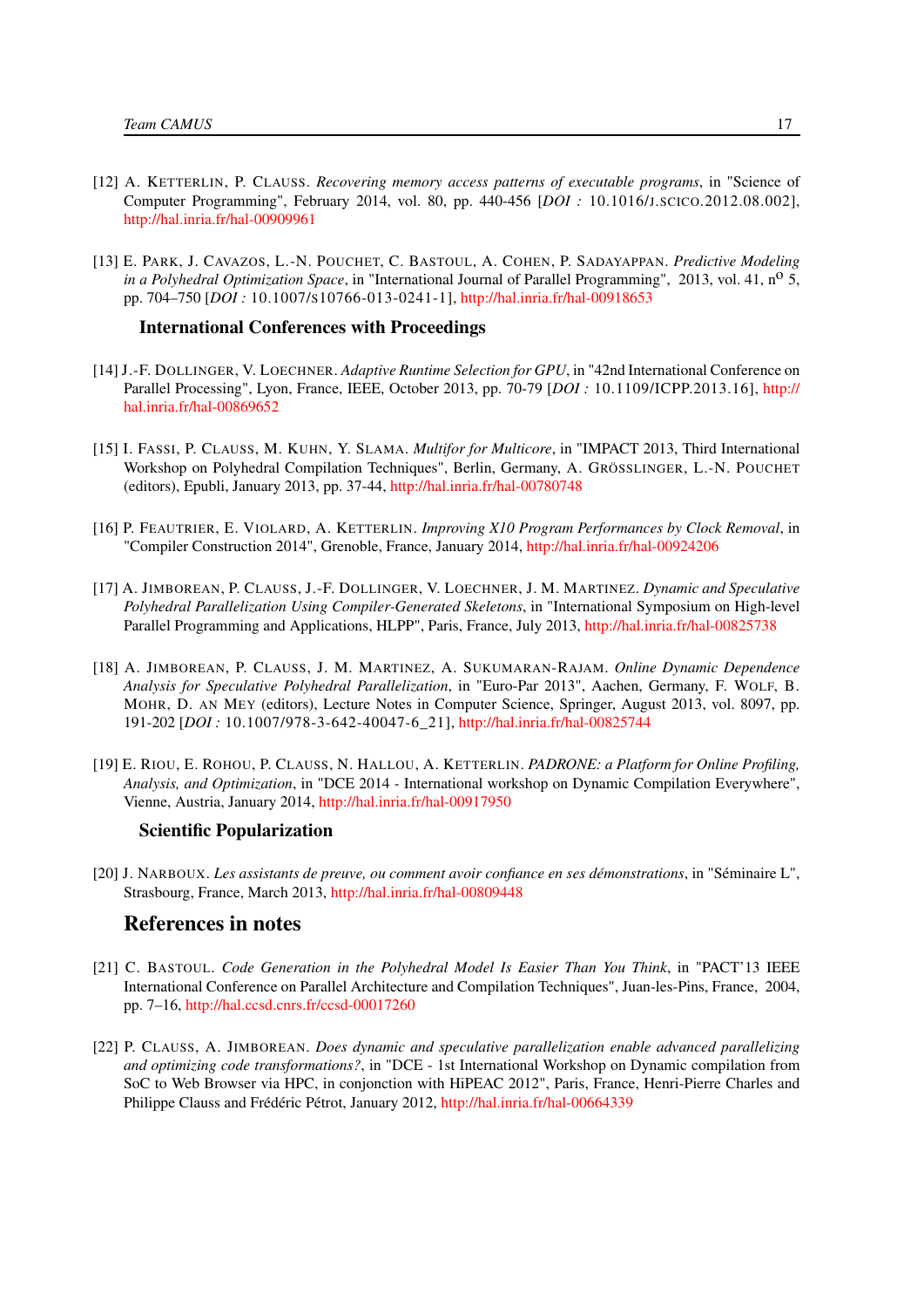[12] A. KETTERLIN, P. CLAUSS. *Recovering memory access patterns of executable programs*, in "Science of Computer Programming", February 2014, vol. 80, pp. 440-456 [*DOI :* 10.1016/J.SCICO.2012.08.002], http://hal.inria.fr/hal-00909961

[13] E. PARK, J. CAVAZOS, L.-N. POUCHET, C. BASTOUL, A. COHEN, P. SADAYAPPAN. *Predictive Modeling in a Polyhedral Optimization Space*, in "International Journal of Parallel Programming", 2013, vol. 41, n$^{o}$ 5, pp. 704–750 [*DOI :* 10.1007/S10766-013-0241-1], http://hal.inria.fr/hal-00918653

### International Conferences with Proceedings

[14] J.-F. DOLLINGER, V. LOECHNER. *Adaptive Runtime Selection for GPU*, in "42nd International Conference on Parallel Processing", Lyon, France, IEEE, October 2013, pp. 70-79 [*DOI :* 10.1109/ICPP.2013.16], http://hal.inria.fr/hal-00869652

[15] I. FASSI, P. CLAUSS, M. KUHN, Y. SLAMA. *Multifor for Multicore*, in "IMPACT 2013, Third International Workshop on Polyhedral Compilation Techniques", Berlin, Germany, A. GRÖSSLINGER, L.-N. POUCHET (editors), Epubli, January 2013, pp. 37-44, http://hal.inria.fr/hal-00780748

[16] P. FEAUTRIER, E. VIOLARD, A. KETTERLIN. *Improving X10 Program Performances by Clock Removal*, in "Compiler Construction 2014", Grenoble, France, January 2014, http://hal.inria.fr/hal-00924206

[17] A. JIMBOREAN, P. CLAUSS, J.-F. DOLLINGER, V. LOECHNER, J. M. MARTINEZ. *Dynamic and Speculative Polyhedral Parallelization Using Compiler-Generated Skeletons*, in "International Symposium on High-level Parallel Programming and Applications, HLPP", Paris, France, July 2013, http://hal.inria.fr/hal-00825738

[18] A. JIMBOREAN, P. CLAUSS, J. M. MARTINEZ, A. SUKUMARAN-RAJAM. *Online Dynamic Dependence Analysis for Speculative Polyhedral Parallelization*, in "Euro-Par 2013", Aachen, Germany, F. WOLF, B. MOHR, D. AN MEY (editors), Lecture Notes in Computer Science, Springer, August 2013, vol. 8097, pp. 191-202 [*DOI :* 10.1007/978-3-642-40047-6_21], http://hal.inria.fr/hal-00825744

[19] E. RIOU, E. ROHOU, P. CLAUSS, N. HALLOU, A. KETTERLIN. *PADRONE: a Platform for Online Profiling, Analysis, and Optimization*, in "DCE 2014 - International workshop on Dynamic Compilation Everywhere", Vienne, Austria, January 2014, http://hal.inria.fr/hal-00917950

### Scientific Popularization

[20] J. NARBOUX. *Les assistants de preuve, ou comment avoir confiance en ses démonstrations*, in "Séminaire L", Strasbourg, France, March 2013, http://hal.inria.fr/hal-00809448

## References in notes

[21] C. BASTOUL. *Code Generation in the Polyhedral Model Is Easier Than You Think*, in "PACT'13 IEEE International Conference on Parallel Architecture and Compilation Techniques", Juan-les-Pins, France, 2004, pp. 7–16, http://hal.ccsd.cnrs.fr/ccsd-00017260

[22] P. CLAUSS, A. JIMBOREAN. *Does dynamic and speculative parallelization enable advanced parallelizing and optimizing code transformations?*, in "DCE - 1st International Workshop on Dynamic compilation from SoC to Web Browser via HPC, in conjonction with HiPEAC 2012", Paris, France, Henri-Pierre Charles and Philippe Clauss and Frédéric Pétrot, January 2012, http://hal.inria.fr/hal-00664339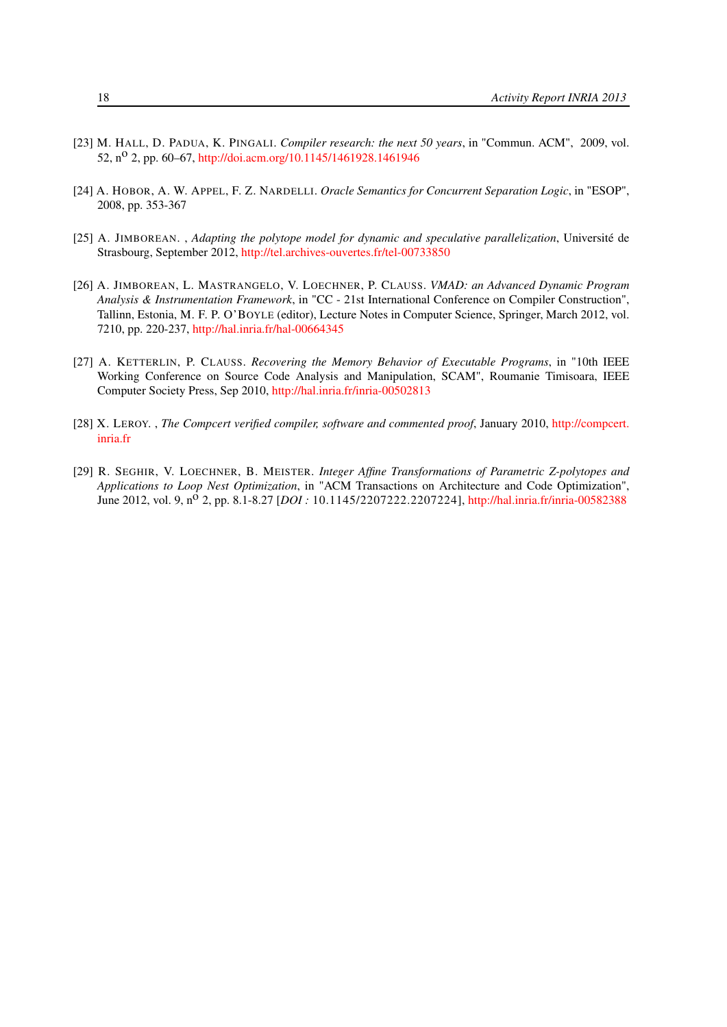[23] M. HALL, D. PADUA, K. PINGALI. *Compiler research: the next 50 years*, in "Commun. ACM", 2009, vol. 52, n° 2, pp. 60–67, http://doi.acm.org/10.1145/1461928.1461946

[24] A. HOBOR, A. W. APPEL, F. Z. NARDELLI. *Oracle Semantics for Concurrent Separation Logic*, in "ESOP", 2008, pp. 353-367

[25] A. JIMBOREAN. , *Adapting the polytope model for dynamic and speculative parallelization*, Université de Strasbourg, September 2012, http://tel.archives-ouvertes.fr/tel-00733850

[26] A. JIMBOREAN, L. MASTRANGELO, V. LOECHNER, P. CLAUSS. *VMAD: an Advanced Dynamic Program Analysis & Instrumentation Framework*, in "CC - 21st International Conference on Compiler Construction", Tallinn, Estonia, M. F. P. O'BOYLE (editor), Lecture Notes in Computer Science, Springer, March 2012, vol. 7210, pp. 220-237, http://hal.inria.fr/hal-00664345

[27] A. KETTERLIN, P. CLAUSS. *Recovering the Memory Behavior of Executable Programs*, in "10th IEEE Working Conference on Source Code Analysis and Manipulation, SCAM", Roumanie Timisoara, IEEE Computer Society Press, Sep 2010, http://hal.inria.fr/inria-00502813

[28] X. LEROY. , *The Compcert verified compiler, software and commented proof*, January 2010, http://compcert.inria.fr

[29] R. SEGHIR, V. LOECHNER, B. MEISTER. *Integer Affine Transformations of Parametric Z-polytopes and Applications to Loop Nest Optimization*, in "ACM Transactions on Architecture and Code Optimization", June 2012, vol. 9, n° 2, pp. 8.1-8.27 [*DOI :* 10.1145/2207222.2207224], http://hal.inria.fr/inria-00582388